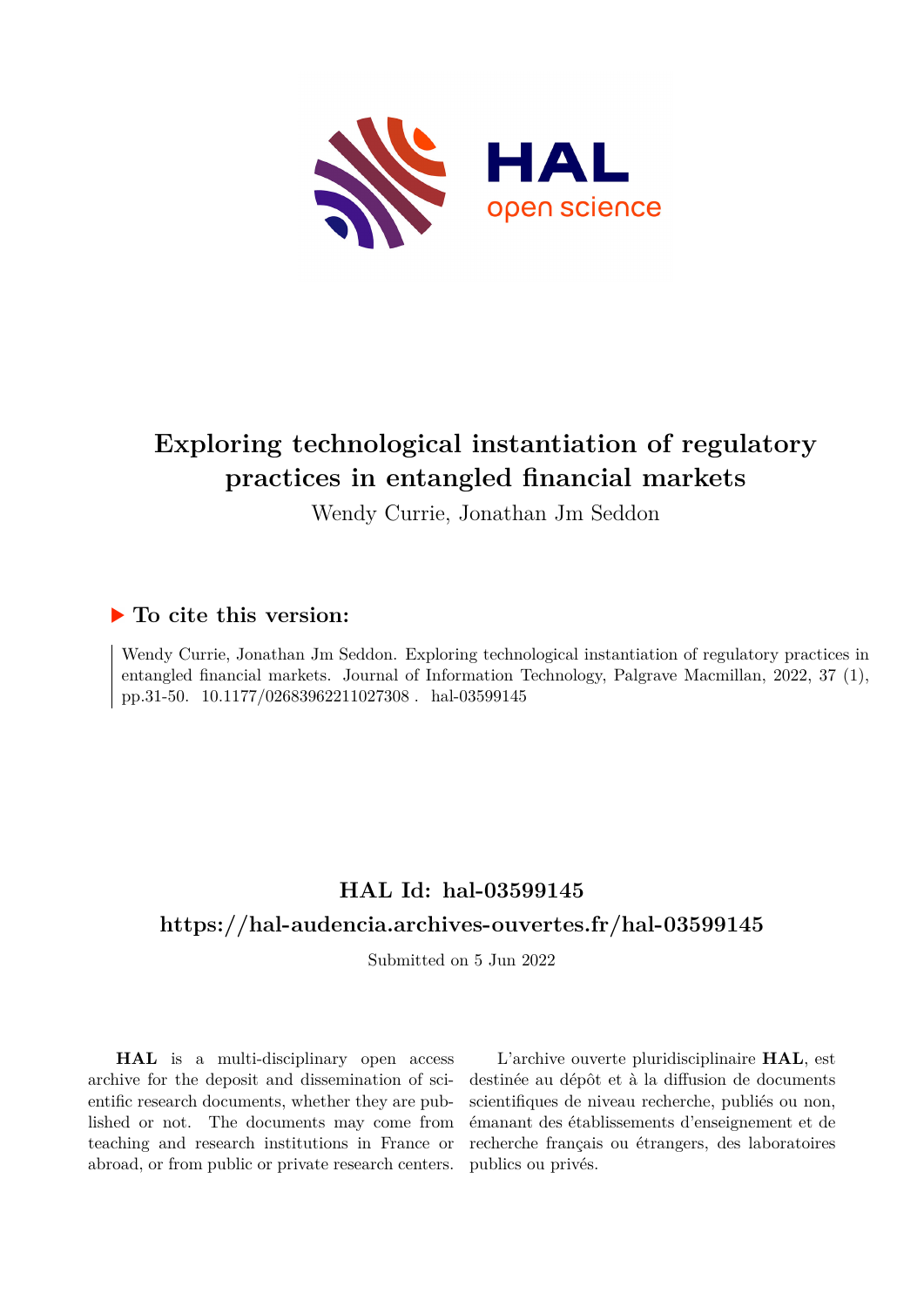# Exploring technological instantiation of regulatory practices in entangled financial markets

Wendy Currie, Jonathan Jm Seddon

## ▶ To cite this version:

Wendy Currie, Jonathan Jm Seddon. Exploring technological instantiation of regulatory practices in entangled financial markets. Journal of Information Technology, Palgrave Macmillan, 2022, 37 (1), pp.31-50. 10.1177/02683962211027308 . hal-03599145

## HAL Id: hal-03599145

## https://hal-audencia.archives-ouvertes.fr/hal-03599145

Submitted on 5 Jun 2022

**HAL** is a multi-disciplinary open access archive for the deposit and dissemination of scientific research documents, whether they are published or not. The documents may come from teaching and research institutions in France or abroad, or from public or private research centers.

L'archive ouverte pluridisciplinaire **HAL**, est destinée au dépôt et à la diffusion de documents scientifiques de niveau recherche, publiés ou non, émanant des établissements d'enseignement et de recherche français ou étrangers, des laboratoires publics ou privés.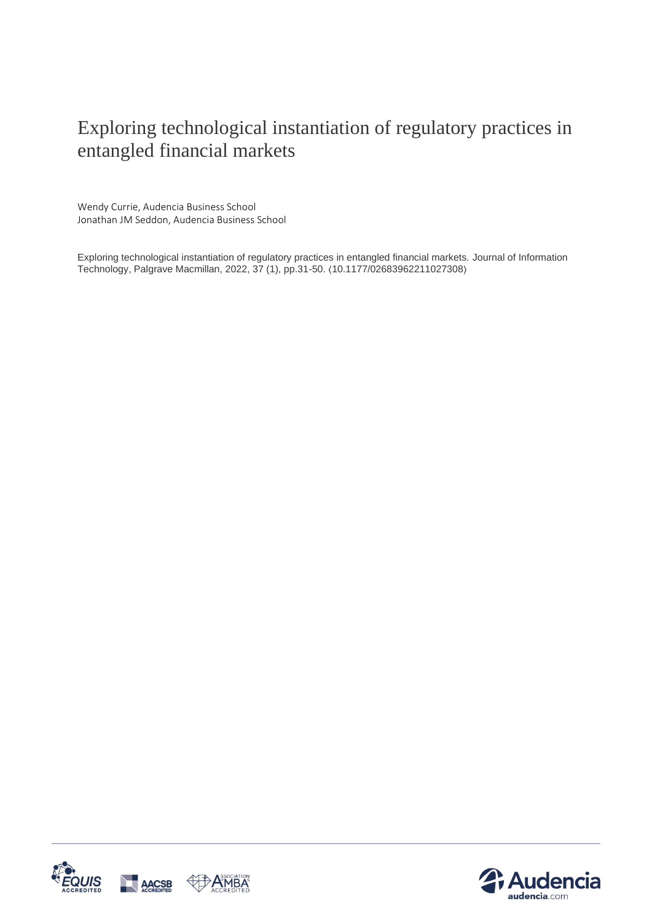# Exploring technological instantiation of regulatory practices in entangled financial markets

Wendy Currie, Audencia Business School
Jonathan JM Seddon, Audencia Business School

Exploring technological instantiation of regulatory practices in entangled financial markets. Journal of Information Technology, Palgrave Macmillan, 2022, 37 (1), pp.31-50. ⟨10.1177/02683962211027308⟩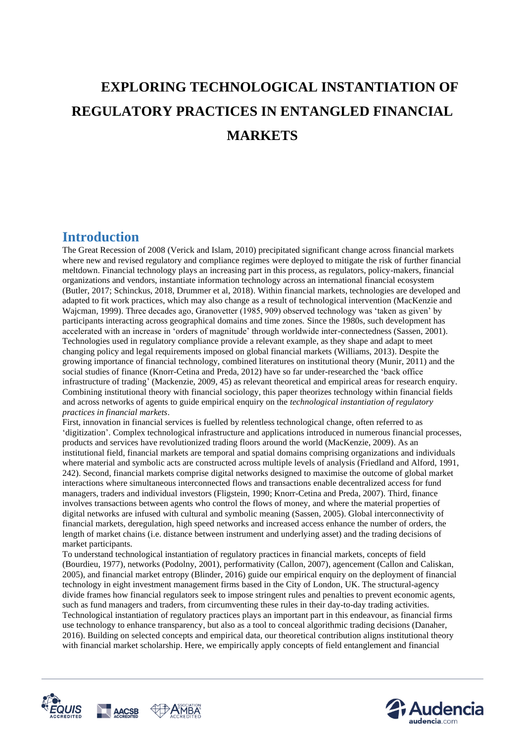# EXPLORING TECHNOLOGICAL INSTANTIATION OF REGULATORY PRACTICES IN ENTANGLED FINANCIAL MARKETS

## Introduction

The Great Recession of 2008 (Verick and Islam, 2010) precipitated significant change across financial markets where new and revised regulatory and compliance regimes were deployed to mitigate the risk of further financial meltdown. Financial technology plays an increasing part in this process, as regulators, policy-makers, financial organizations and vendors, instantiate information technology across an international financial ecosystem (Butler, 2017; Schinckus, 2018, Drummer et al, 2018). Within financial markets, technologies are developed and adapted to fit work practices, which may also change as a result of technological intervention (MacKenzie and Wajcman, 1999). Three decades ago, Granovetter (1985, 909) observed technology was 'taken as given' by participants interacting across geographical domains and time zones. Since the 1980s, such development has accelerated with an increase in 'orders of magnitude' through worldwide inter-connectedness (Sassen, 2001). Technologies used in regulatory compliance provide a relevant example, as they shape and adapt to meet changing policy and legal requirements imposed on global financial markets (Williams, 2013). Despite the growing importance of financial technology, combined literatures on institutional theory (Munir, 2011) and the social studies of finance (Knorr-Cetina and Preda, 2012) have so far under-researched the 'back office infrastructure of trading' (Mackenzie, 2009, 45) as relevant theoretical and empirical areas for research enquiry. Combining institutional theory with financial sociology, this paper theorizes technology within financial fields and across networks of agents to guide empirical enquiry on the *technological instantiation of regulatory practices in financial markets*.

First, innovation in financial services is fuelled by relentless technological change, often referred to as 'digitization'. Complex technological infrastructure and applications introduced in numerous financial processes, products and services have revolutionized trading floors around the world (MacKenzie, 2009). As an institutional field, financial markets are temporal and spatial domains comprising organizations and individuals where material and symbolic acts are constructed across multiple levels of analysis (Friedland and Alford, 1991, 242). Second, financial markets comprise digital networks designed to maximise the outcome of global market interactions where simultaneous interconnected flows and transactions enable decentralized access for fund managers, traders and individual investors (Fligstein, 1990; Knorr-Cetina and Preda, 2007). Third, finance involves transactions between agents who control the flows of money, and where the material properties of digital networks are infused with cultural and symbolic meaning (Sassen, 2005). Global interconnectivity of financial markets, deregulation, high speed networks and increased access enhance the number of orders, the length of market chains (i.e. distance between instrument and underlying asset) and the trading decisions of market participants.

To understand technological instantiation of regulatory practices in financial markets, concepts of field (Bourdieu, 1977), networks (Podolny, 2001), performativity (Callon, 2007), agencement (Callon and Caliskan, 2005), and financial market entropy (Blinder, 2016) guide our empirical enquiry on the deployment of financial technology in eight investment management firms based in the City of London, UK. The structural-agency divide frames how financial regulators seek to impose stringent rules and penalties to prevent economic agents, such as fund managers and traders, from circumventing these rules in their day-to-day trading activities. Technological instantiation of regulatory practices plays an important part in this endeavour, as financial firms use technology to enhance transparency, but also as a tool to conceal algorithmic trading decisions (Danaher, 2016). Building on selected concepts and empirical data, our theoretical contribution aligns institutional theory with financial market scholarship. Here, we empirically apply concepts of field entanglement and financial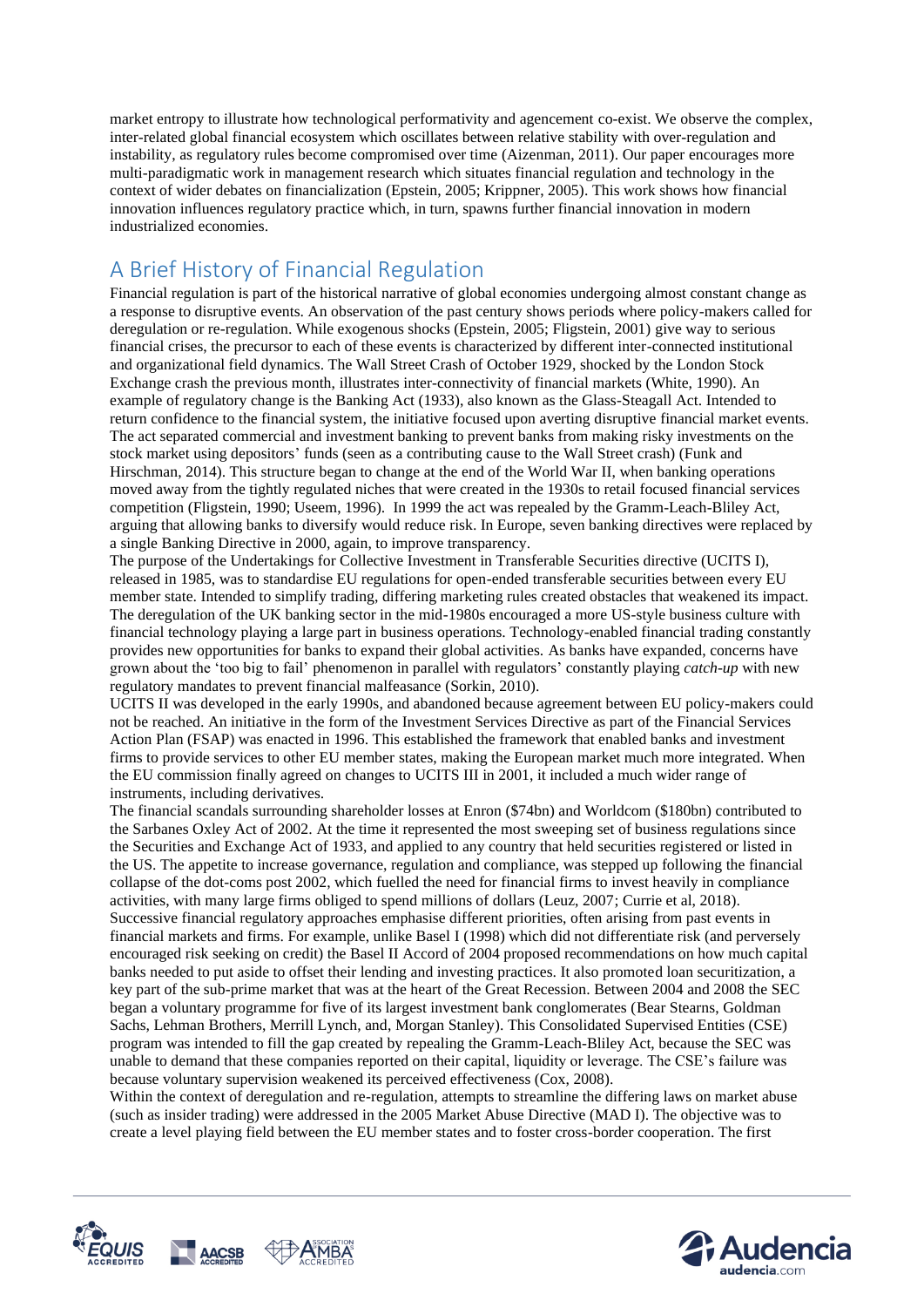market entropy to illustrate how technological performativity and agencement co-exist. We observe the complex, inter-related global financial ecosystem which oscillates between relative stability with over-regulation and instability, as regulatory rules become compromised over time (Aizenman, 2011). Our paper encourages more multi-paradigmatic work in management research which situates financial regulation and technology in the context of wider debates on financialization (Epstein, 2005; Krippner, 2005). This work shows how financial innovation influences regulatory practice which, in turn, spawns further financial innovation in modern industrialized economies.

## A Brief History of Financial Regulation

Financial regulation is part of the historical narrative of global economies undergoing almost constant change as a response to disruptive events. An observation of the past century shows periods where policy-makers called for deregulation or re-regulation. While exogenous shocks (Epstein, 2005; Fligstein, 2001) give way to serious financial crises, the precursor to each of these events is characterized by different inter-connected institutional and organizational field dynamics. The Wall Street Crash of October 1929, shocked by the London Stock Exchange crash the previous month, illustrates inter-connectivity of financial markets (White, 1990). An example of regulatory change is the Banking Act (1933), also known as the Glass-Steagall Act. Intended to return confidence to the financial system, the initiative focused upon averting disruptive financial market events. The act separated commercial and investment banking to prevent banks from making risky investments on the stock market using depositors' funds (seen as a contributing cause to the Wall Street crash) (Funk and Hirschman, 2014). This structure began to change at the end of the World War II, when banking operations moved away from the tightly regulated niches that were created in the 1930s to retail focused financial services competition (Fligstein, 1990; Useem, 1996). In 1999 the act was repealed by the Gramm-Leach-Bliley Act, arguing that allowing banks to diversify would reduce risk. In Europe, seven banking directives were replaced by a single Banking Directive in 2000, again, to improve transparency.

The purpose of the Undertakings for Collective Investment in Transferable Securities directive (UCITS I), released in 1985, was to standardise EU regulations for open-ended transferable securities between every EU member state. Intended to simplify trading, differing marketing rules created obstacles that weakened its impact. The deregulation of the UK banking sector in the mid-1980s encouraged a more US-style business culture with financial technology playing a large part in business operations. Technology-enabled financial trading constantly provides new opportunities for banks to expand their global activities. As banks have expanded, concerns have grown about the 'too big to fail' phenomenon in parallel with regulators' constantly playing *catch-up* with new regulatory mandates to prevent financial malfeasance (Sorkin, 2010).

UCITS II was developed in the early 1990s, and abandoned because agreement between EU policy-makers could not be reached. An initiative in the form of the Investment Services Directive as part of the Financial Services Action Plan (FSAP) was enacted in 1996. This established the framework that enabled banks and investment firms to provide services to other EU member states, making the European market much more integrated. When the EU commission finally agreed on changes to UCITS III in 2001, it included a much wider range of instruments, including derivatives.

The financial scandals surrounding shareholder losses at Enron ($74bn) and Worldcom ($180bn) contributed to the Sarbanes Oxley Act of 2002. At the time it represented the most sweeping set of business regulations since the Securities and Exchange Act of 1933, and applied to any country that held securities registered or listed in the US. The appetite to increase governance, regulation and compliance, was stepped up following the financial collapse of the dot-coms post 2002, which fuelled the need for financial firms to invest heavily in compliance activities, with many large firms obliged to spend millions of dollars (Leuz, 2007; Currie et al, 2018).

Successive financial regulatory approaches emphasise different priorities, often arising from past events in financial markets and firms. For example, unlike Basel I (1998) which did not differentiate risk (and perversely encouraged risk seeking on credit) the Basel II Accord of 2004 proposed recommendations on how much capital banks needed to put aside to offset their lending and investing practices. It also promoted loan securitization, a key part of the sub-prime market that was at the heart of the Great Recession. Between 2004 and 2008 the SEC began a voluntary programme for five of its largest investment bank conglomerates (Bear Stearns, Goldman Sachs, Lehman Brothers, Merrill Lynch, and, Morgan Stanley). This Consolidated Supervised Entities (CSE) program was intended to fill the gap created by repealing the Gramm-Leach-Bliley Act, because the SEC was unable to demand that these companies reported on their capital, liquidity or leverage. The CSE's failure was because voluntary supervision weakened its perceived effectiveness (Cox, 2008).

Within the context of deregulation and re-regulation, attempts to streamline the differing laws on market abuse (such as insider trading) were addressed in the 2005 Market Abuse Directive (MAD I). The objective was to create a level playing field between the EU member states and to foster cross-border cooperation. The first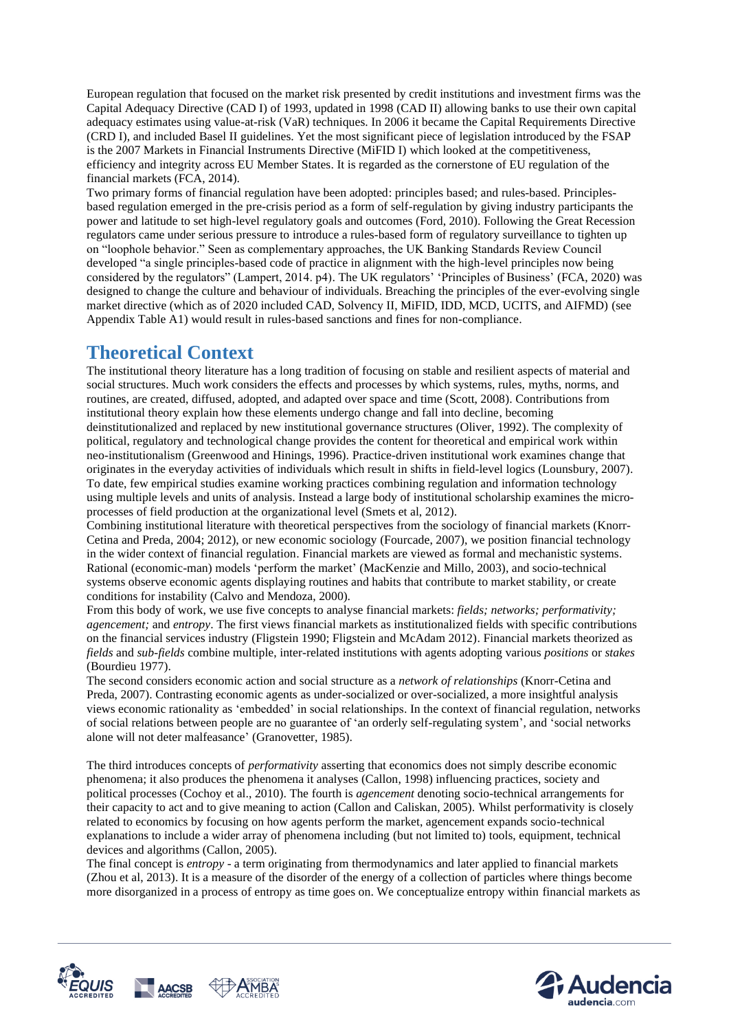European regulation that focused on the market risk presented by credit institutions and investment firms was the Capital Adequacy Directive (CAD I) of 1993, updated in 1998 (CAD II) allowing banks to use their own capital adequacy estimates using value-at-risk (VaR) techniques. In 2006 it became the Capital Requirements Directive (CRD I), and included Basel II guidelines. Yet the most significant piece of legislation introduced by the FSAP is the 2007 Markets in Financial Instruments Directive (MiFID I) which looked at the competitiveness, efficiency and integrity across EU Member States. It is regarded as the cornerstone of EU regulation of the financial markets (FCA, 2014).

Two primary forms of financial regulation have been adopted: principles based; and rules-based. Principles-based regulation emerged in the pre-crisis period as a form of self-regulation by giving industry participants the power and latitude to set high-level regulatory goals and outcomes (Ford, 2010). Following the Great Recession regulators came under serious pressure to introduce a rules-based form of regulatory surveillance to tighten up on "loophole behavior." Seen as complementary approaches, the UK Banking Standards Review Council developed "a single principles-based code of practice in alignment with the high-level principles now being considered by the regulators" (Lampert, 2014. p4). The UK regulators' 'Principles of Business' (FCA, 2020) was designed to change the culture and behaviour of individuals. Breaching the principles of the ever-evolving single market directive (which as of 2020 included CAD, Solvency II, MiFID, IDD, MCD, UCITS, and AIFMD) (see Appendix Table A1) would result in rules-based sanctions and fines for non-compliance.

# Theoretical Context

The institutional theory literature has a long tradition of focusing on stable and resilient aspects of material and social structures. Much work considers the effects and processes by which systems, rules, myths, norms, and routines, are created, diffused, adopted, and adapted over space and time (Scott, 2008). Contributions from institutional theory explain how these elements undergo change and fall into decline, becoming deinstitutionalized and replaced by new institutional governance structures (Oliver, 1992). The complexity of political, regulatory and technological change provides the content for theoretical and empirical work within neo-institutionalism (Greenwood and Hinings, 1996). Practice-driven institutional work examines change that originates in the everyday activities of individuals which result in shifts in field-level logics (Lounsbury, 2007). To date, few empirical studies examine working practices combining regulation and information technology using multiple levels and units of analysis. Instead a large body of institutional scholarship examines the micro-processes of field production at the organizational level (Smets et al, 2012).

Combining institutional literature with theoretical perspectives from the sociology of financial markets (Knorr-Cetina and Preda, 2004; 2012), or new economic sociology (Fourcade, 2007), we position financial technology in the wider context of financial regulation. Financial markets are viewed as formal and mechanistic systems. Rational (economic-man) models 'perform the market' (MacKenzie and Millo, 2003), and socio-technical systems observe economic agents displaying routines and habits that contribute to market stability, or create conditions for instability (Calvo and Mendoza, 2000).

From this body of work, we use five concepts to analyse financial markets: *fields; networks; performativity; agencement;* and *entropy*. The first views financial markets as institutionalized fields with specific contributions on the financial services industry (Fligstein 1990; Fligstein and McAdam 2012). Financial markets theorized as *fields* and *sub-fields* combine multiple, inter-related institutions with agents adopting various *positions* or *stakes* (Bourdieu 1977).

The second considers economic action and social structure as a *network of relationships* (Knorr-Cetina and Preda, 2007). Contrasting economic agents as under-socialized or over-socialized, a more insightful analysis views economic rationality as 'embedded' in social relationships. In the context of financial regulation, networks of social relations between people are no guarantee of 'an orderly self-regulating system', and 'social networks alone will not deter malfeasance' (Granovetter, 1985).

The third introduces concepts of *performativity* asserting that economics does not simply describe economic phenomena; it also produces the phenomena it analyses (Callon, 1998) influencing practices, society and political processes (Cochoy et al., 2010). The fourth is *agencement* denoting socio-technical arrangements for their capacity to act and to give meaning to action (Callon and Caliskan, 2005). Whilst performativity is closely related to economics by focusing on how agents perform the market, agencement expands socio-technical explanations to include a wider array of phenomena including (but not limited to) tools, equipment, technical devices and algorithms (Callon, 2005).

The final concept is *entropy* - a term originating from thermodynamics and later applied to financial markets (Zhou et al, 2013). It is a measure of the disorder of the energy of a collection of particles where things become more disorganized in a process of entropy as time goes on. We conceptualize entropy within financial markets as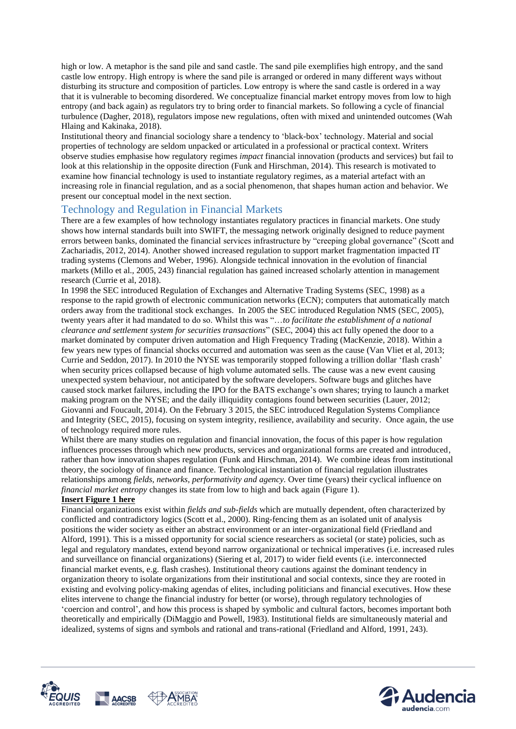high or low. A metaphor is the sand pile and sand castle. The sand pile exemplifies high entropy, and the sand castle low entropy. High entropy is where the sand pile is arranged or ordered in many different ways without disturbing its structure and composition of particles. Low entropy is where the sand castle is ordered in a way that it is vulnerable to becoming disordered. We conceptualize financial market entropy moves from low to high entropy (and back again) as regulators try to bring order to financial markets. So following a cycle of financial turbulence (Dagher, 2018), regulators impose new regulations, often with mixed and unintended outcomes (Wah Hlaing and Kakinaka, 2018).

Institutional theory and financial sociology share a tendency to 'black-box' technology. Material and social properties of technology are seldom unpacked or articulated in a professional or practical context. Writers observe studies emphasise how regulatory regimes *impact* financial innovation (products and services) but fail to look at this relationship in the opposite direction (Funk and Hirschman, 2014). This research is motivated to examine how financial technology is used to instantiate regulatory regimes, as a material artefact with an increasing role in financial regulation, and as a social phenomenon, that shapes human action and behavior. We present our conceptual model in the next section.

## Technology and Regulation in Financial Markets

There are a few examples of how technology instantiates regulatory practices in financial markets. One study shows how internal standards built into SWIFT, the messaging network originally designed to reduce payment errors between banks, dominated the financial services infrastructure by "creeping global governance" (Scott and Zachariadis, 2012, 2014). Another showed increased regulation to support market fragmentation impacted IT trading systems (Clemons and Weber, 1996). Alongside technical innovation in the evolution of financial markets (Millo et al., 2005, 243) financial regulation has gained increased scholarly attention in management research (Currie et al, 2018).

In 1998 the SEC introduced Regulation of Exchanges and Alternative Trading Systems (SEC, 1998) as a response to the rapid growth of electronic communication networks (ECN); computers that automatically match orders away from the traditional stock exchanges. In 2005 the SEC introduced Regulation NMS (SEC, 2005), twenty years after it had mandated to do so. Whilst this was "…*to facilitate the establishment of a national clearance and settlement system for securities transactions*" (SEC, 2004) this act fully opened the door to a market dominated by computer driven automation and High Frequency Trading (MacKenzie, 2018). Within a few years new types of financial shocks occurred and automation was seen as the cause (Van Vliet et al, 2013; Currie and Seddon, 2017). In 2010 the NYSE was temporarily stopped following a trillion dollar 'flash crash' when security prices collapsed because of high volume automated sells. The cause was a new event causing unexpected system behaviour, not anticipated by the software developers. Software bugs and glitches have caused stock market failures, including the IPO for the BATS exchange's own shares; trying to launch a market making program on the NYSE; and the daily illiquidity contagions found between securities (Lauer, 2012; Giovanni and Foucault, 2014). On the February 3 2015, the SEC introduced Regulation Systems Compliance and Integrity (SEC, 2015), focusing on system integrity, resilience, availability and security. Once again, the use of technology required more rules.

Whilst there are many studies on regulation and financial innovation, the focus of this paper is how regulation influences processes through which new products, services and organizational forms are created and introduced, rather than how innovation shapes regulation (Funk and Hirschman, 2014). We combine ideas from institutional theory, the sociology of finance and finance. Technological instantiation of financial regulation illustrates relationships among *fields, networks, performativity and agency.* Over time (years) their cyclical influence on *financial market entropy* changes its state from low to high and back again (Figure 1).

**Insert Figure 1 here**

Financial organizations exist within *fields and sub-fields* which are mutually dependent, often characterized by conflicted and contradictory logics (Scott et al., 2000). Ring-fencing them as an isolated unit of analysis positions the wider society as either an abstract environment or an inter-organizational field (Friedland and Alford, 1991). This is a missed opportunity for social science researchers as societal (or state) policies, such as legal and regulatory mandates, extend beyond narrow organizational or technical imperatives (i.e. increased rules and surveillance on financial organizations) (Siering et al, 2017) to wider field events (i.e. interconnected financial market events, e.g. flash crashes). Institutional theory cautions against the dominant tendency in organization theory to isolate organizations from their institutional and social contexts, since they are rooted in existing and evolving policy-making agendas of elites, including politicians and financial executives. How these elites intervene to change the financial industry for better (or worse), through regulatory technologies of 'coercion and control', and how this process is shaped by symbolic and cultural factors, becomes important both theoretically and empirically (DiMaggio and Powell, 1983). Institutional fields are simultaneously material and idealized, systems of signs and symbols and rational and trans-rational (Friedland and Alford, 1991, 243).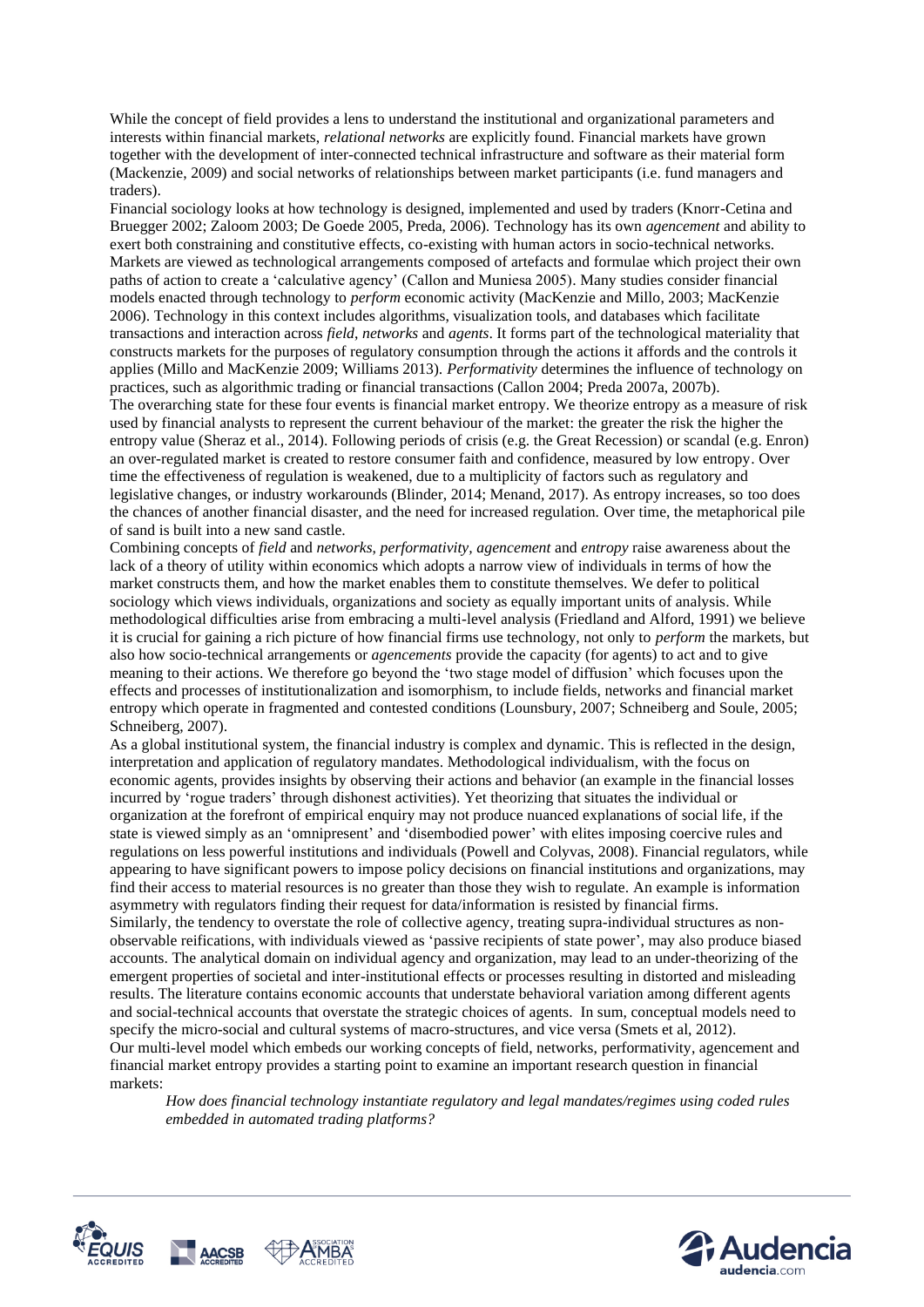While the concept of field provides a lens to understand the institutional and organizational parameters and interests within financial markets, *relational networks* are explicitly found. Financial markets have grown together with the development of inter-connected technical infrastructure and software as their material form (Mackenzie, 2009) and social networks of relationships between market participants (i.e. fund managers and traders).

Financial sociology looks at how technology is designed, implemented and used by traders (Knorr-Cetina and Bruegger 2002; Zaloom 2003; De Goede 2005, Preda, 2006). Technology has its own *agencement* and ability to exert both constraining and constitutive effects, co-existing with human actors in socio-technical networks. Markets are viewed as technological arrangements composed of artefacts and formulae which project their own paths of action to create a 'calculative agency' (Callon and Muniesa 2005). Many studies consider financial models enacted through technology to *perform* economic activity (MacKenzie and Millo, 2003; MacKenzie 2006). Technology in this context includes algorithms, visualization tools, and databases which facilitate transactions and interaction across *field, networks* and *agents*. It forms part of the technological materiality that constructs markets for the purposes of regulatory consumption through the actions it affords and the controls it applies (Millo and MacKenzie 2009; Williams 2013). *Performativity* determines the influence of technology on practices, such as algorithmic trading or financial transactions (Callon 2004; Preda 2007a, 2007b).

The overarching state for these four events is financial market entropy. We theorize entropy as a measure of risk used by financial analysts to represent the current behaviour of the market: the greater the risk the higher the entropy value (Sheraz et al., 2014). Following periods of crisis (e.g. the Great Recession) or scandal (e.g. Enron) an over-regulated market is created to restore consumer faith and confidence, measured by low entropy. Over time the effectiveness of regulation is weakened, due to a multiplicity of factors such as regulatory and legislative changes, or industry workarounds (Blinder, 2014; Menand, 2017). As entropy increases, so too does the chances of another financial disaster, and the need for increased regulation. Over time, the metaphorical pile of sand is built into a new sand castle.

Combining concepts of *field* and *networks*, *performativity*, *agencement* and *entropy* raise awareness about the lack of a theory of utility within economics which adopts a narrow view of individuals in terms of how the market constructs them, and how the market enables them to constitute themselves. We defer to political sociology which views individuals, organizations and society as equally important units of analysis. While methodological difficulties arise from embracing a multi-level analysis (Friedland and Alford, 1991) we believe it is crucial for gaining a rich picture of how financial firms use technology, not only to *perform* the markets, but also how socio-technical arrangements or *agencements* provide the capacity (for agents) to act and to give meaning to their actions. We therefore go beyond the 'two stage model of diffusion' which focuses upon the effects and processes of institutionalization and isomorphism, to include fields, networks and financial market entropy which operate in fragmented and contested conditions (Lounsbury, 2007; Schneiberg and Soule, 2005; Schneiberg, 2007).

As a global institutional system, the financial industry is complex and dynamic. This is reflected in the design, interpretation and application of regulatory mandates. Methodological individualism, with the focus on economic agents, provides insights by observing their actions and behavior (an example in the financial losses incurred by 'rogue traders' through dishonest activities). Yet theorizing that situates the individual or organization at the forefront of empirical enquiry may not produce nuanced explanations of social life, if the state is viewed simply as an 'omnipresent' and 'disembodied power' with elites imposing coercive rules and regulations on less powerful institutions and individuals (Powell and Colyvas, 2008). Financial regulators, while appearing to have significant powers to impose policy decisions on financial institutions and organizations, may find their access to material resources is no greater than those they wish to regulate. An example is information asymmetry with regulators finding their request for data/information is resisted by financial firms.

Similarly, the tendency to overstate the role of collective agency, treating supra-individual structures as non-observable reifications, with individuals viewed as 'passive recipients of state power', may also produce biased accounts. The analytical domain on individual agency and organization, may lead to an under-theorizing of the emergent properties of societal and inter-institutional effects or processes resulting in distorted and misleading results. The literature contains economic accounts that understate behavioral variation among different agents and social-technical accounts that overstate the strategic choices of agents. In sum, conceptual models need to specify the micro-social and cultural systems of macro-structures, and vice versa (Smets et al, 2012).

Our multi-level model which embeds our working concepts of field, networks, performativity, agencement and financial market entropy provides a starting point to examine an important research question in financial markets:

> *How does financial technology instantiate regulatory and legal mandates/regimes using coded rules embedded in automated trading platforms?*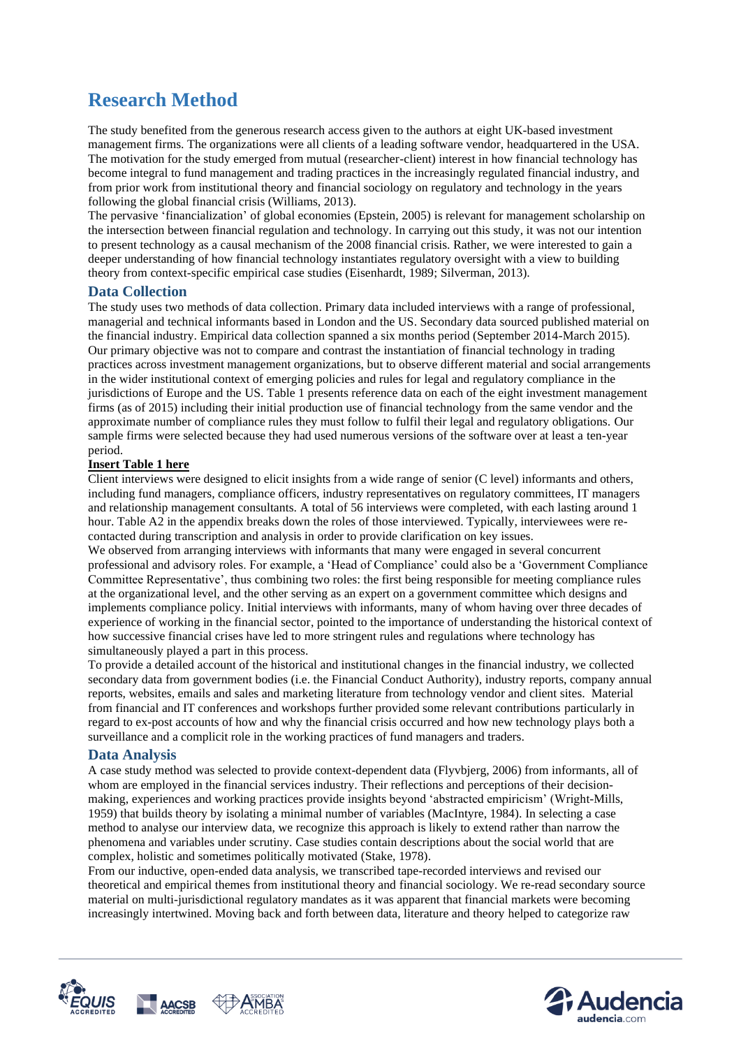# Research Method

The study benefited from the generous research access given to the authors at eight UK-based investment management firms. The organizations were all clients of a leading software vendor, headquartered in the USA. The motivation for the study emerged from mutual (researcher-client) interest in how financial technology has become integral to fund management and trading practices in the increasingly regulated financial industry, and from prior work from institutional theory and financial sociology on regulatory and technology in the years following the global financial crisis (Williams, 2013).

The pervasive 'financialization' of global economies (Epstein, 2005) is relevant for management scholarship on the intersection between financial regulation and technology. In carrying out this study, it was not our intention to present technology as a causal mechanism of the 2008 financial crisis. Rather, we were interested to gain a deeper understanding of how financial technology instantiates regulatory oversight with a view to building theory from context-specific empirical case studies (Eisenhardt, 1989; Silverman, 2013).

## Data Collection

The study uses two methods of data collection. Primary data included interviews with a range of professional, managerial and technical informants based in London and the US. Secondary data sourced published material on the financial industry. Empirical data collection spanned a six months period (September 2014-March 2015). Our primary objective was not to compare and contrast the instantiation of financial technology in trading practices across investment management organizations, but to observe different material and social arrangements in the wider institutional context of emerging policies and rules for legal and regulatory compliance in the jurisdictions of Europe and the US. Table 1 presents reference data on each of the eight investment management firms (as of 2015) including their initial production use of financial technology from the same vendor and the approximate number of compliance rules they must follow to fulfil their legal and regulatory obligations. Our sample firms were selected because they had used numerous versions of the software over at least a ten-year period.

**Insert Table 1 here**

Client interviews were designed to elicit insights from a wide range of senior (C level) informants and others, including fund managers, compliance officers, industry representatives on regulatory committees, IT managers and relationship management consultants. A total of 56 interviews were completed, with each lasting around 1 hour. Table A2 in the appendix breaks down the roles of those interviewed. Typically, interviewees were re-contacted during transcription and analysis in order to provide clarification on key issues.

We observed from arranging interviews with informants that many were engaged in several concurrent professional and advisory roles. For example, a 'Head of Compliance' could also be a 'Government Compliance Committee Representative', thus combining two roles: the first being responsible for meeting compliance rules at the organizational level, and the other serving as an expert on a government committee which designs and implements compliance policy. Initial interviews with informants, many of whom having over three decades of experience of working in the financial sector, pointed to the importance of understanding the historical context of how successive financial crises have led to more stringent rules and regulations where technology has simultaneously played a part in this process.

To provide a detailed account of the historical and institutional changes in the financial industry, we collected secondary data from government bodies (i.e. the Financial Conduct Authority), industry reports, company annual reports, websites, emails and sales and marketing literature from technology vendor and client sites. Material from financial and IT conferences and workshops further provided some relevant contributions particularly in regard to ex-post accounts of how and why the financial crisis occurred and how new technology plays both a surveillance and a complicit role in the working practices of fund managers and traders.

## Data Analysis

A case study method was selected to provide context-dependent data (Flyvbjerg, 2006) from informants, all of whom are employed in the financial services industry. Their reflections and perceptions of their decision-making, experiences and working practices provide insights beyond 'abstracted empiricism' (Wright-Mills, 1959) that builds theory by isolating a minimal number of variables (MacIntyre, 1984). In selecting a case method to analyse our interview data, we recognize this approach is likely to extend rather than narrow the phenomena and variables under scrutiny. Case studies contain descriptions about the social world that are complex, holistic and sometimes politically motivated (Stake, 1978).

From our inductive, open-ended data analysis, we transcribed tape-recorded interviews and revised our theoretical and empirical themes from institutional theory and financial sociology. We re-read secondary source material on multi-jurisdictional regulatory mandates as it was apparent that financial markets were becoming increasingly intertwined. Moving back and forth between data, literature and theory helped to categorize raw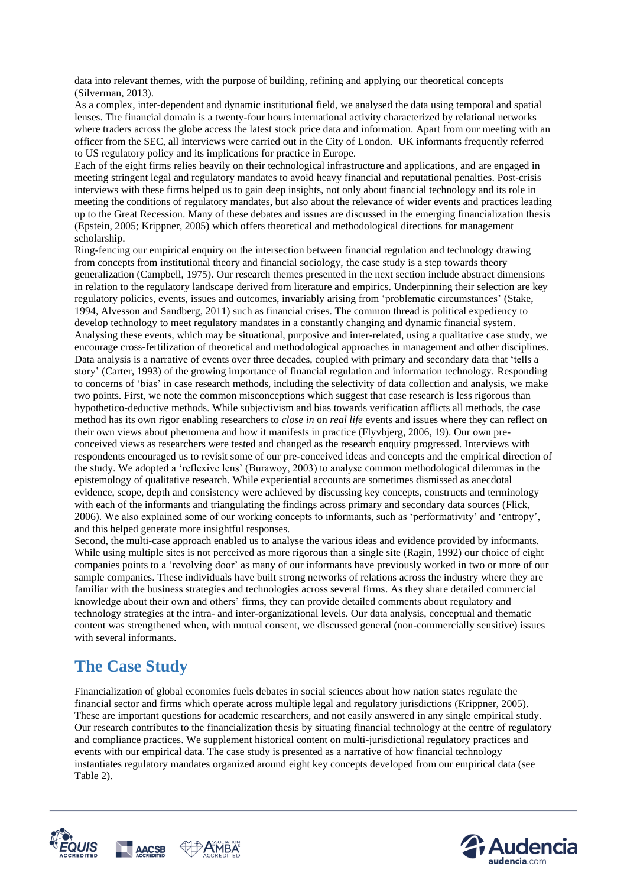data into relevant themes, with the purpose of building, refining and applying our theoretical concepts (Silverman, 2013).

As a complex, inter-dependent and dynamic institutional field, we analysed the data using temporal and spatial lenses. The financial domain is a twenty-four hours international activity characterized by relational networks where traders across the globe access the latest stock price data and information. Apart from our meeting with an officer from the SEC, all interviews were carried out in the City of London. UK informants frequently referred to US regulatory policy and its implications for practice in Europe.

Each of the eight firms relies heavily on their technological infrastructure and applications, and are engaged in meeting stringent legal and regulatory mandates to avoid heavy financial and reputational penalties. Post-crisis interviews with these firms helped us to gain deep insights, not only about financial technology and its role in meeting the conditions of regulatory mandates, but also about the relevance of wider events and practices leading up to the Great Recession. Many of these debates and issues are discussed in the emerging financialization thesis (Epstein, 2005; Krippner, 2005) which offers theoretical and methodological directions for management scholarship.

Ring-fencing our empirical enquiry on the intersection between financial regulation and technology drawing from concepts from institutional theory and financial sociology, the case study is a step towards theory generalization (Campbell, 1975). Our research themes presented in the next section include abstract dimensions in relation to the regulatory landscape derived from literature and empirics. Underpinning their selection are key regulatory policies, events, issues and outcomes, invariably arising from 'problematic circumstances' (Stake, 1994, Alvesson and Sandberg, 2011) such as financial crises. The common thread is political expediency to develop technology to meet regulatory mandates in a constantly changing and dynamic financial system. Analysing these events, which may be situational, purposive and inter-related, using a qualitative case study, we encourage cross-fertilization of theoretical and methodological approaches in management and other disciplines. Data analysis is a narrative of events over three decades, coupled with primary and secondary data that 'tells a story' (Carter, 1993) of the growing importance of financial regulation and information technology. Responding to concerns of 'bias' in case research methods, including the selectivity of data collection and analysis, we make two points. First, we note the common misconceptions which suggest that case research is less rigorous than hypothetico-deductive methods. While subjectivism and bias towards verification afflicts all methods, the case method has its own rigor enabling researchers to *close in* on *real life* events and issues where they can reflect on their own views about phenomena and how it manifests in practice (Flyvbjerg, 2006, 19). Our own pre-conceived views as researchers were tested and changed as the research enquiry progressed. Interviews with respondents encouraged us to revisit some of our pre-conceived ideas and concepts and the empirical direction of the study. We adopted a 'reflexive lens' (Burawoy, 2003) to analyse common methodological dilemmas in the epistemology of qualitative research. While experiential accounts are sometimes dismissed as anecdotal evidence, scope, depth and consistency were achieved by discussing key concepts, constructs and terminology with each of the informants and triangulating the findings across primary and secondary data sources (Flick, 2006). We also explained some of our working concepts to informants, such as 'performativity' and 'entropy', and this helped generate more insightful responses.

Second, the multi-case approach enabled us to analyse the various ideas and evidence provided by informants. While using multiple sites is not perceived as more rigorous than a single site (Ragin, 1992) our choice of eight companies points to a 'revolving door' as many of our informants have previously worked in two or more of our sample companies. These individuals have built strong networks of relations across the industry where they are familiar with the business strategies and technologies across several firms. As they share detailed commercial knowledge about their own and others' firms, they can provide detailed comments about regulatory and technology strategies at the intra- and inter-organizational levels. Our data analysis, conceptual and thematic content was strengthened when, with mutual consent, we discussed general (non-commercially sensitive) issues with several informants.

## The Case Study

Financialization of global economies fuels debates in social sciences about how nation states regulate the financial sector and firms which operate across multiple legal and regulatory jurisdictions (Krippner, 2005). These are important questions for academic researchers, and not easily answered in any single empirical study. Our research contributes to the financialization thesis by situating financial technology at the centre of regulatory and compliance practices. We supplement historical content on multi-jurisdictional regulatory practices and events with our empirical data. The case study is presented as a narrative of how financial technology instantiates regulatory mandates organized around eight key concepts developed from our empirical data (see Table 2).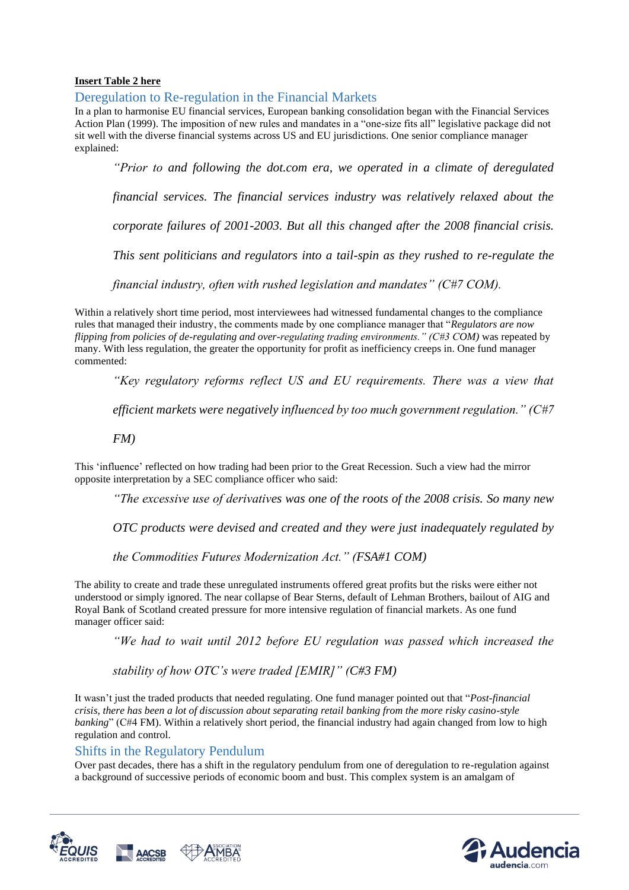**Insert Table 2 here**

## Deregulation to Re-regulation in the Financial Markets

In a plan to harmonise EU financial services, European banking consolidation began with the Financial Services Action Plan (1999). The imposition of new rules and mandates in a "one-size fits all" legislative package did not sit well with the diverse financial systems across US and EU jurisdictions. One senior compliance manager explained:

> *"Prior to and following the dot.com era, we operated in a climate of deregulated financial services. The financial services industry was relatively relaxed about the corporate failures of 2001-2003. But all this changed after the 2008 financial crisis. This sent politicians and regulators into a tail-spin as they rushed to re-regulate the financial industry, often with rushed legislation and mandates" (C#7 COM).*

Within a relatively short time period, most interviewees had witnessed fundamental changes to the compliance rules that managed their industry, the comments made by one compliance manager that "*Regulators are now flipping from policies of de-regulating and over-regulating trading environments." (C#3 COM)* was repeated by many. With less regulation, the greater the opportunity for profit as inefficiency creeps in. One fund manager commented:

> *"Key regulatory reforms reflect US and EU requirements. There was a view that efficient markets were negatively influenced by too much government regulation." (C#7 FM)*

This 'influence' reflected on how trading had been prior to the Great Recession. Such a view had the mirror opposite interpretation by a SEC compliance officer who said:

> *"The excessive use of derivatives was one of the roots of the 2008 crisis. So many new OTC products were devised and created and they were just inadequately regulated by the Commodities Futures Modernization Act." (FSA#1 COM)*

The ability to create and trade these unregulated instruments offered great profits but the risks were either not understood or simply ignored. The near collapse of Bear Sterns, default of Lehman Brothers, bailout of AIG and Royal Bank of Scotland created pressure for more intensive regulation of financial markets. As one fund manager officer said:

> *"We had to wait until 2012 before EU regulation was passed which increased the stability of how OTC's were traded [EMIR]" (C#3 FM)*

It wasn't just the traded products that needed regulating. One fund manager pointed out that "*Post-financial crisis, there has been a lot of discussion about separating retail banking from the more risky casino-style banking*" (C#4 FM). Within a relatively short period, the financial industry had again changed from low to high regulation and control.

## Shifts in the Regulatory Pendulum

Over past decades, there has a shift in the regulatory pendulum from one of deregulation to re-regulation against a background of successive periods of economic boom and bust. This complex system is an amalgam of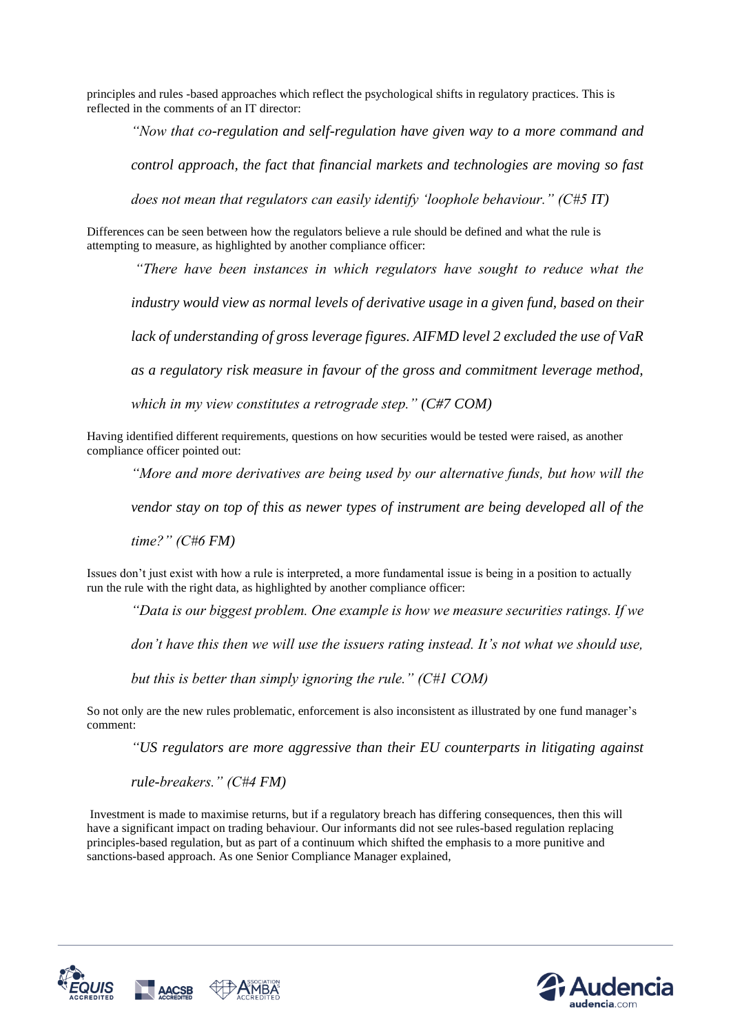principles and rules -based approaches which reflect the psychological shifts in regulatory practices. This is reflected in the comments of an IT director:

> *"Now that co-regulation and self-regulation have given way to a more command and control approach, the fact that financial markets and technologies are moving so fast does not mean that regulators can easily identify 'loophole behaviour." (C#5 IT)*

Differences can be seen between how the regulators believe a rule should be defined and what the rule is attempting to measure, as highlighted by another compliance officer:

> *"There have been instances in which regulators have sought to reduce what the industry would view as normal levels of derivative usage in a given fund, based on their lack of understanding of gross leverage figures. AIFMD level 2 excluded the use of VaR as a regulatory risk measure in favour of the gross and commitment leverage method, which in my view constitutes a retrograde step." (C#7 COM)*

Having identified different requirements, questions on how securities would be tested were raised, as another compliance officer pointed out:

> *"More and more derivatives are being used by our alternative funds, but how will the vendor stay on top of this as newer types of instrument are being developed all of the time?" (C#6 FM)*

Issues don't just exist with how a rule is interpreted, a more fundamental issue is being in a position to actually run the rule with the right data, as highlighted by another compliance officer:

> *"Data is our biggest problem. One example is how we measure securities ratings. If we don't have this then we will use the issuers rating instead. It's not what we should use, but this is better than simply ignoring the rule." (C#1 COM)*

So not only are the new rules problematic, enforcement is also inconsistent as illustrated by one fund manager's comment:

> *"US regulators are more aggressive than their EU counterparts in litigating against rule-breakers." (C#4 FM)*

Investment is made to maximise returns, but if a regulatory breach has differing consequences, then this will have a significant impact on trading behaviour. Our informants did not see rules-based regulation replacing principles-based regulation, but as part of a continuum which shifted the emphasis to a more punitive and sanctions-based approach. As one Senior Compliance Manager explained,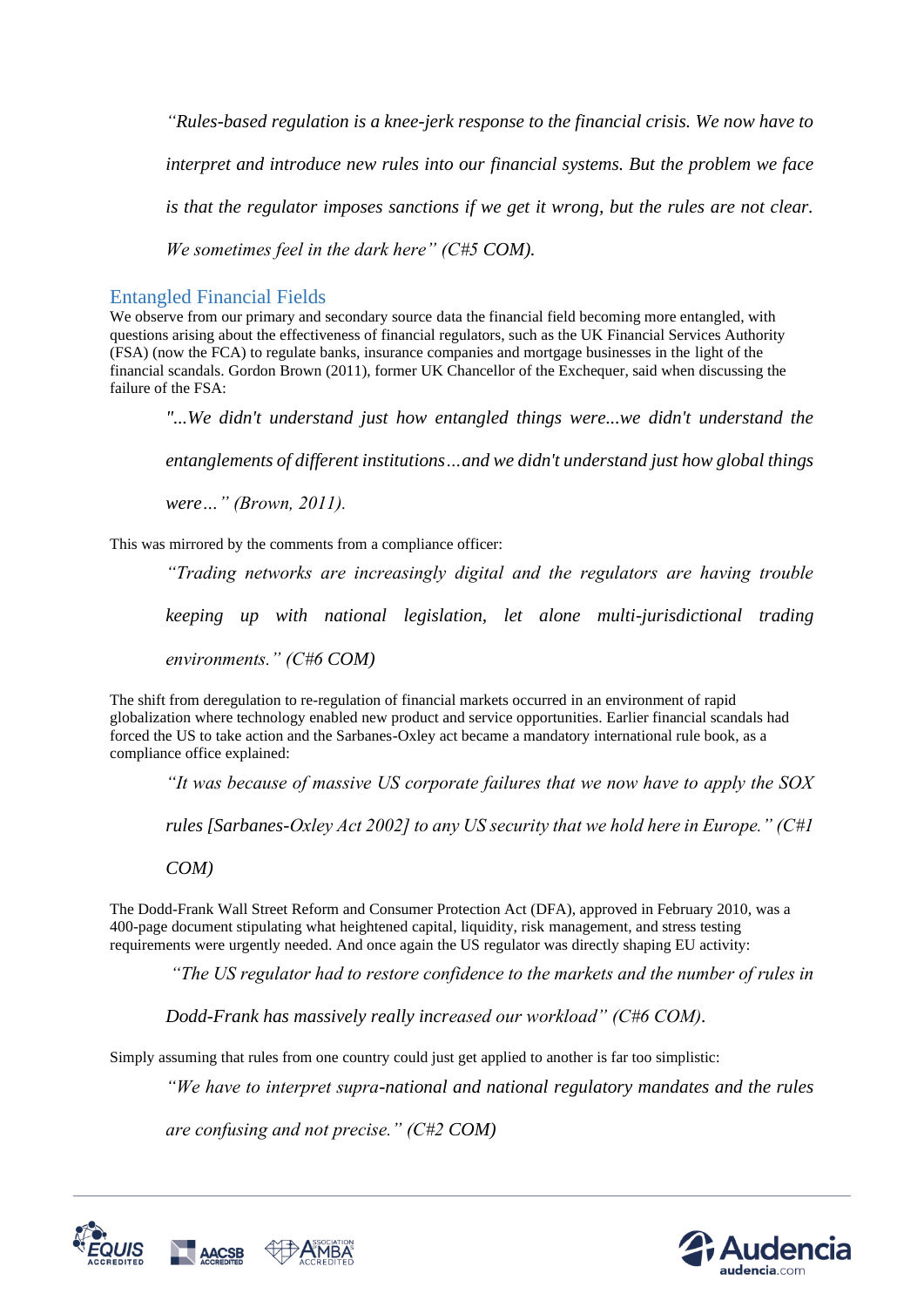> *"Rules-based regulation is a knee-jerk response to the financial crisis. We now have to interpret and introduce new rules into our financial systems. But the problem we face is that the regulator imposes sanctions if we get it wrong, but the rules are not clear. We sometimes feel in the dark here" (C#5 COM).*

## Entangled Financial Fields

We observe from our primary and secondary source data the financial field becoming more entangled, with questions arising about the effectiveness of financial regulators, such as the UK Financial Services Authority (FSA) (now the FCA) to regulate banks, insurance companies and mortgage businesses in the light of the financial scandals. Gordon Brown (2011), former UK Chancellor of the Exchequer, said when discussing the failure of the FSA:

> *"...We didn't understand just how entangled things were...we didn't understand the entanglements of different institutions…and we didn't understand just how global things were…" (Brown, 2011).*

This was mirrored by the comments from a compliance officer:

> *"Trading networks are increasingly digital and the regulators are having trouble keeping up with national legislation, let alone multi-jurisdictional trading environments." (C#6 COM)*

The shift from deregulation to re-regulation of financial markets occurred in an environment of rapid globalization where technology enabled new product and service opportunities. Earlier financial scandals had forced the US to take action and the Sarbanes-Oxley act became a mandatory international rule book, as a compliance office explained:

> *"It was because of massive US corporate failures that we now have to apply the SOX rules [Sarbanes-Oxley Act 2002] to any US security that we hold here in Europe." (C#1 COM)*

The Dodd-Frank Wall Street Reform and Consumer Protection Act (DFA), approved in February 2010, was a 400-page document stipulating what heightened capital, liquidity, risk management, and stress testing requirements were urgently needed. And once again the US regulator was directly shaping EU activity:

> *"The US regulator had to restore confidence to the markets and the number of rules in Dodd-Frank has massively really increased our workload" (C#6 COM).*

Simply assuming that rules from one country could just get applied to another is far too simplistic:

> *"We have to interpret supra-national and national regulatory mandates and the rules are confusing and not precise." (C#2 COM)*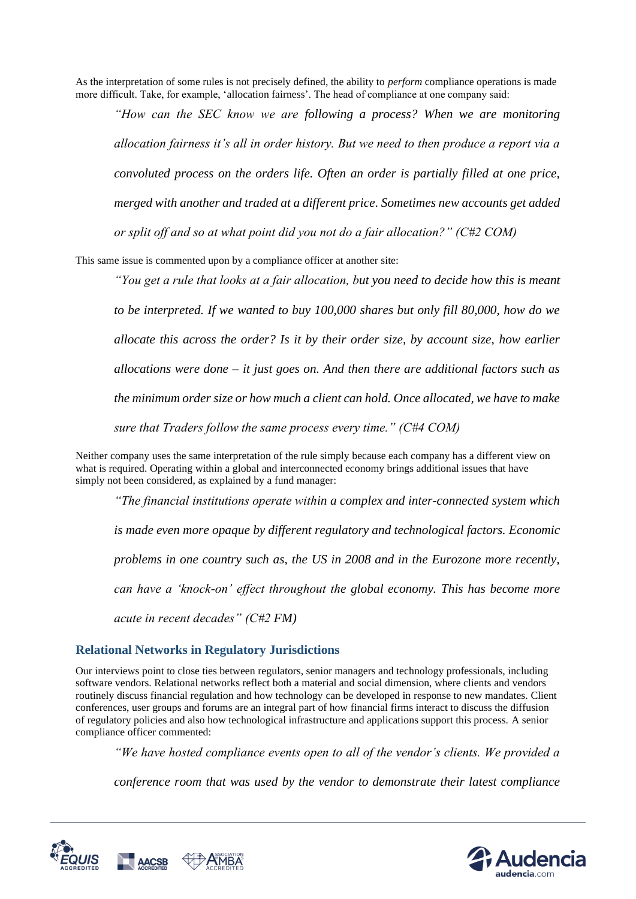As the interpretation of some rules is not precisely defined, the ability to *perform* compliance operations is made more difficult. Take, for example, 'allocation fairness'. The head of compliance at one company said:

> *"How can the SEC know we are following a process? When we are monitoring allocation fairness it's all in order history. But we need to then produce a report via a convoluted process on the orders life. Often an order is partially filled at one price, merged with another and traded at a different price. Sometimes new accounts get added or split off and so at what point did you not do a fair allocation?" (C#2 COM)*

This same issue is commented upon by a compliance officer at another site:

> *"You get a rule that looks at a fair allocation, but you need to decide how this is meant to be interpreted. If we wanted to buy 100,000 shares but only fill 80,000, how do we allocate this across the order? Is it by their order size, by account size, how earlier allocations were done – it just goes on. And then there are additional factors such as the minimum order size or how much a client can hold. Once allocated, we have to make sure that Traders follow the same process every time." (C#4 COM)*

Neither company uses the same interpretation of the rule simply because each company has a different view on what is required. Operating within a global and interconnected economy brings additional issues that have simply not been considered, as explained by a fund manager:

> *"The financial institutions operate within a complex and inter-connected system which is made even more opaque by different regulatory and technological factors. Economic problems in one country such as, the US in 2008 and in the Eurozone more recently, can have a 'knock-on' effect throughout the global economy. This has become more acute in recent decades" (C#2 FM)*

## Relational Networks in Regulatory Jurisdictions

Our interviews point to close ties between regulators, senior managers and technology professionals, including software vendors. Relational networks reflect both a material and social dimension, where clients and vendors routinely discuss financial regulation and how technology can be developed in response to new mandates. Client conferences, user groups and forums are an integral part of how financial firms interact to discuss the diffusion of regulatory policies and also how technological infrastructure and applications support this process. A senior compliance officer commented:

> *"We have hosted compliance events open to all of the vendor's clients. We provided a conference room that was used by the vendor to demonstrate their latest compliance*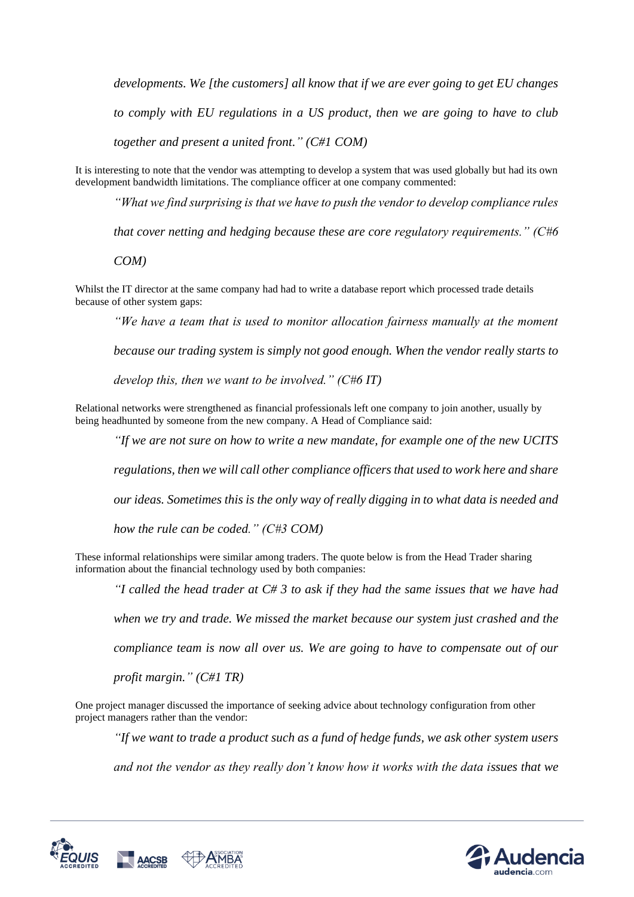*developments. We [the customers] all know that if we are ever going to get EU changes to comply with EU regulations in a US product, then we are going to have to club together and present a united front." (C#1 COM)*

It is interesting to note that the vendor was attempting to develop a system that was used globally but had its own development bandwidth limitations. The compliance officer at one company commented:

> *"What we find surprising is that we have to push the vendor to develop compliance rules that cover netting and hedging because these are core regulatory requirements." (C#6 COM)*

Whilst the IT director at the same company had had to write a database report which processed trade details because of other system gaps:

> *"We have a team that is used to monitor allocation fairness manually at the moment because our trading system is simply not good enough. When the vendor really starts to develop this, then we want to be involved." (C#6 IT)*

Relational networks were strengthened as financial professionals left one company to join another, usually by being headhunted by someone from the new company. A Head of Compliance said:

> *"If we are not sure on how to write a new mandate, for example one of the new UCITS regulations, then we will call other compliance officers that used to work here and share our ideas. Sometimes this is the only way of really digging in to what data is needed and how the rule can be coded." (C#3 COM)*

These informal relationships were similar among traders. The quote below is from the Head Trader sharing information about the financial technology used by both companies:

> *"I called the head trader at C# 3 to ask if they had the same issues that we have had when we try and trade. We missed the market because our system just crashed and the compliance team is now all over us. We are going to have to compensate out of our profit margin." (C#1 TR)*

One project manager discussed the importance of seeking advice about technology configuration from other project managers rather than the vendor:

> *"If we want to trade a product such as a fund of hedge funds, we ask other system users and not the vendor as they really don't know how it works with the data issues that we*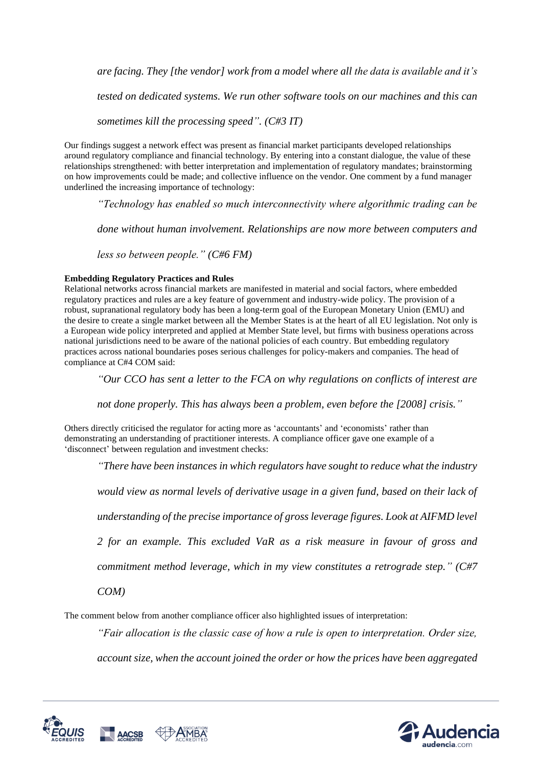*are facing. They [the vendor] work from a model where all the data is available and it's tested on dedicated systems. We run other software tools on our machines and this can sometimes kill the processing speed". (C#3 IT)*

Our findings suggest a network effect was present as financial market participants developed relationships around regulatory compliance and financial technology. By entering into a constant dialogue, the value of these relationships strengthened: with better interpretation and implementation of regulatory mandates; brainstorming on how improvements could be made; and collective influence on the vendor. One comment by a fund manager underlined the increasing importance of technology:

> *"Technology has enabled so much interconnectivity where algorithmic trading can be done without human involvement. Relationships are now more between computers and less so between people." (C#6 FM)*

**Embedding Regulatory Practices and Rules**

Relational networks across financial markets are manifested in material and social factors, where embedded regulatory practices and rules are a key feature of government and industry-wide policy. The provision of a robust, supranational regulatory body has been a long-term goal of the European Monetary Union (EMU) and the desire to create a single market between all the Member States is at the heart of all EU legislation. Not only is a European wide policy interpreted and applied at Member State level, but firms with business operations across national jurisdictions need to be aware of the national policies of each country. But embedding regulatory practices across national boundaries poses serious challenges for policy-makers and companies. The head of compliance at C#4 COM said:

> *"Our CCO has sent a letter to the FCA on why regulations on conflicts of interest are not done properly. This has always been a problem, even before the [2008] crisis."*

Others directly criticised the regulator for acting more as 'accountants' and 'economists' rather than demonstrating an understanding of practitioner interests. A compliance officer gave one example of a 'disconnect' between regulation and investment checks:

> *"There have been instances in which regulators have sought to reduce what the industry would view as normal levels of derivative usage in a given fund, based on their lack of understanding of the precise importance of gross leverage figures. Look at AIFMD level 2 for an example. This excluded VaR as a risk measure in favour of gross and commitment method leverage, which in my view constitutes a retrograde step." (C#7 COM)*

The comment below from another compliance officer also highlighted issues of interpretation:

> *"Fair allocation is the classic case of how a rule is open to interpretation. Order size, account size, when the account joined the order or how the prices have been aggregated*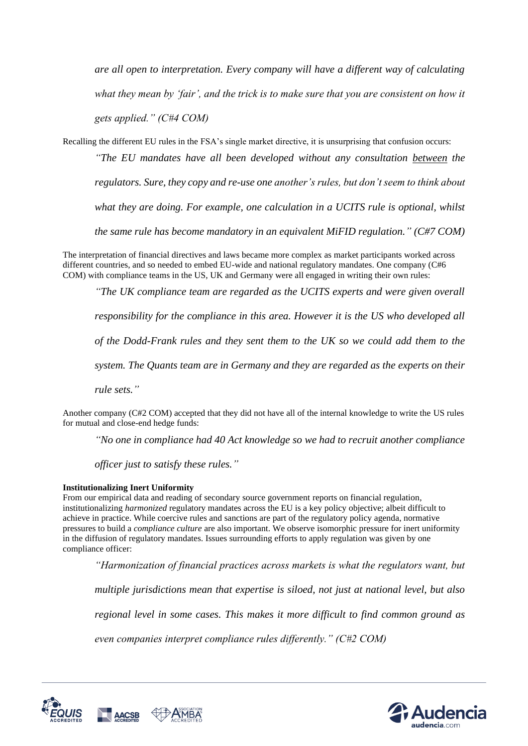*are all open to interpretation. Every company will have a different way of calculating what they mean by 'fair', and the trick is to make sure that you are consistent on how it gets applied." (C#4 COM)*

Recalling the different EU rules in the FSA's single market directive, it is unsurprising that confusion occurs:

> *"The EU mandates have all been developed without any consultation between the regulators. Sure, they copy and re-use one another's rules, but don't seem to think about what they are doing. For example, one calculation in a UCITS rule is optional, whilst the same rule has become mandatory in an equivalent MiFID regulation." (C#7 COM)*

The interpretation of financial directives and laws became more complex as market participants worked across different countries, and so needed to embed EU-wide and national regulatory mandates. One company (C#6 COM) with compliance teams in the US, UK and Germany were all engaged in writing their own rules:

> *"The UK compliance team are regarded as the UCITS experts and were given overall responsibility for the compliance in this area. However it is the US who developed all of the Dodd-Frank rules and they sent them to the UK so we could add them to the system. The Quants team are in Germany and they are regarded as the experts on their rule sets."*

Another company (C#2 COM) accepted that they did not have all of the internal knowledge to write the US rules for mutual and close-end hedge funds:

> *"No one in compliance had 40 Act knowledge so we had to recruit another compliance officer just to satisfy these rules."*

**Institutionalizing Inert Uniformity**

From our empirical data and reading of secondary source government reports on financial regulation, institutionalizing *harmonized* regulatory mandates across the EU is a key policy objective; albeit difficult to achieve in practice. While coercive rules and sanctions are part of the regulatory policy agenda, normative pressures to build a *compliance culture* are also important. We observe isomorphic pressure for inert uniformity in the diffusion of regulatory mandates. Issues surrounding efforts to apply regulation was given by one compliance officer:

> *"Harmonization of financial practices across markets is what the regulators want, but multiple jurisdictions mean that expertise is siloed, not just at national level, but also regional level in some cases. This makes it more difficult to find common ground as even companies interpret compliance rules differently." (C#2 COM)*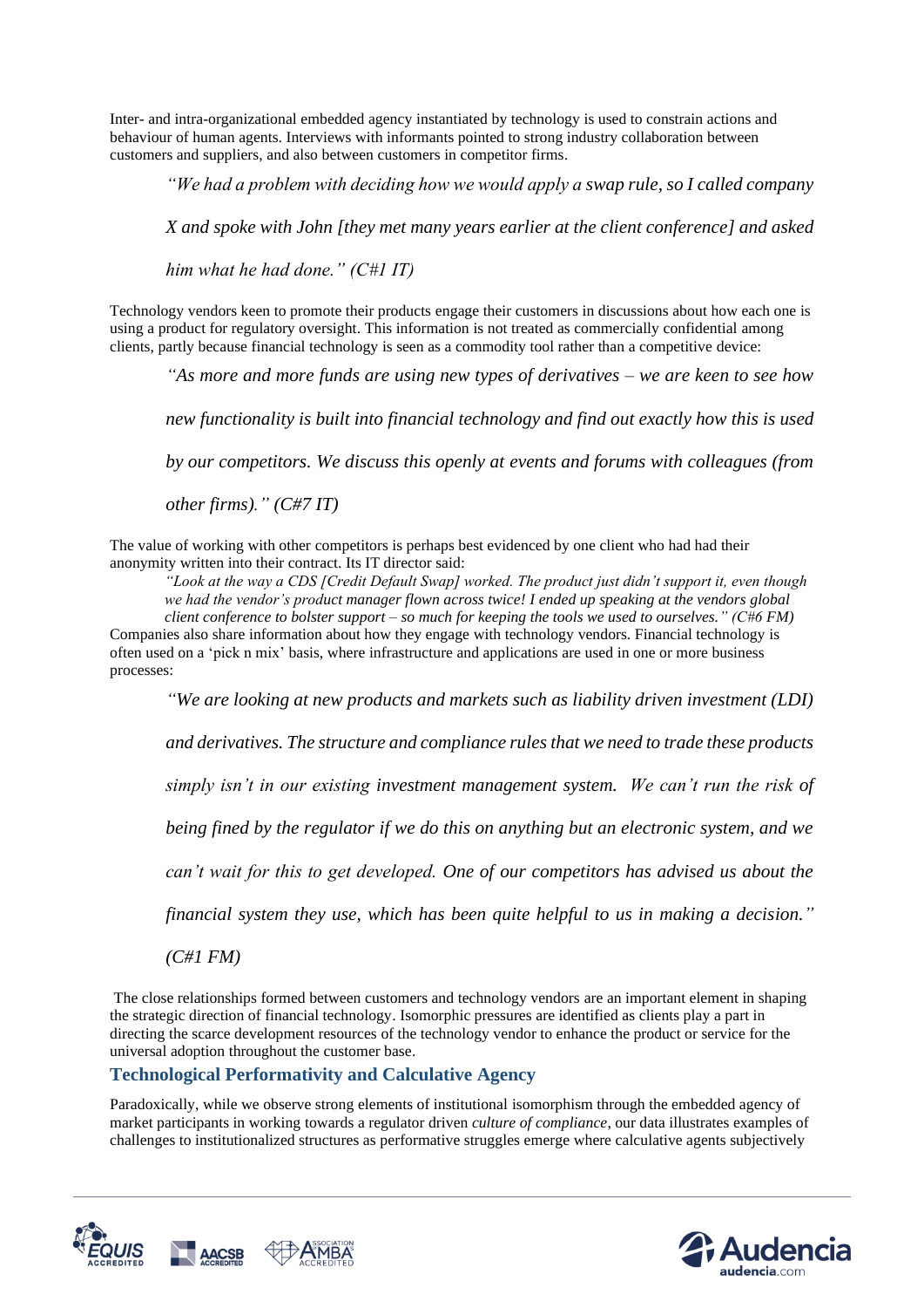Inter- and intra-organizational embedded agency instantiated by technology is used to constrain actions and behaviour of human agents. Interviews with informants pointed to strong industry collaboration between customers and suppliers, and also between customers in competitor firms.

> *"We had a problem with deciding how we would apply a swap rule, so I called company X and spoke with John [they met many years earlier at the client conference] and asked him what he had done." (C#1 IT)*

Technology vendors keen to promote their products engage their customers in discussions about how each one is using a product for regulatory oversight. This information is not treated as commercially confidential among clients, partly because financial technology is seen as a commodity tool rather than a competitive device:

> *"As more and more funds are using new types of derivatives – we are keen to see how new functionality is built into financial technology and find out exactly how this is used by our competitors. We discuss this openly at events and forums with colleagues (from other firms)." (C#7 IT)*

The value of working with other competitors is perhaps best evidenced by one client who had had their anonymity written into their contract. Its IT director said:

> *"Look at the way a CDS [Credit Default Swap] worked. The product just didn't support it, even though we had the vendor's product manager flown across twice! I ended up speaking at the vendors global client conference to bolster support – so much for keeping the tools we used to ourselves." (C#6 FM)*

Companies also share information about how they engage with technology vendors. Financial technology is often used on a 'pick n mix' basis, where infrastructure and applications are used in one or more business processes:

> *"We are looking at new products and markets such as liability driven investment (LDI) and derivatives. The structure and compliance rules that we need to trade these products simply isn't in our existing investment management system. We can't run the risk of being fined by the regulator if we do this on anything but an electronic system, and we can't wait for this to get developed. One of our competitors has advised us about the financial system they use, which has been quite helpful to us in making a decision." (C#1 FM)*

The close relationships formed between customers and technology vendors are an important element in shaping the strategic direction of financial technology. Isomorphic pressures are identified as clients play a part in directing the scarce development resources of the technology vendor to enhance the product or service for the universal adoption throughout the customer base.

## Technological Performativity and Calculative Agency

Paradoxically, while we observe strong elements of institutional isomorphism through the embedded agency of market participants in working towards a regulator driven *culture of compliance*, our data illustrates examples of challenges to institutionalized structures as performative struggles emerge where calculative agents subjectively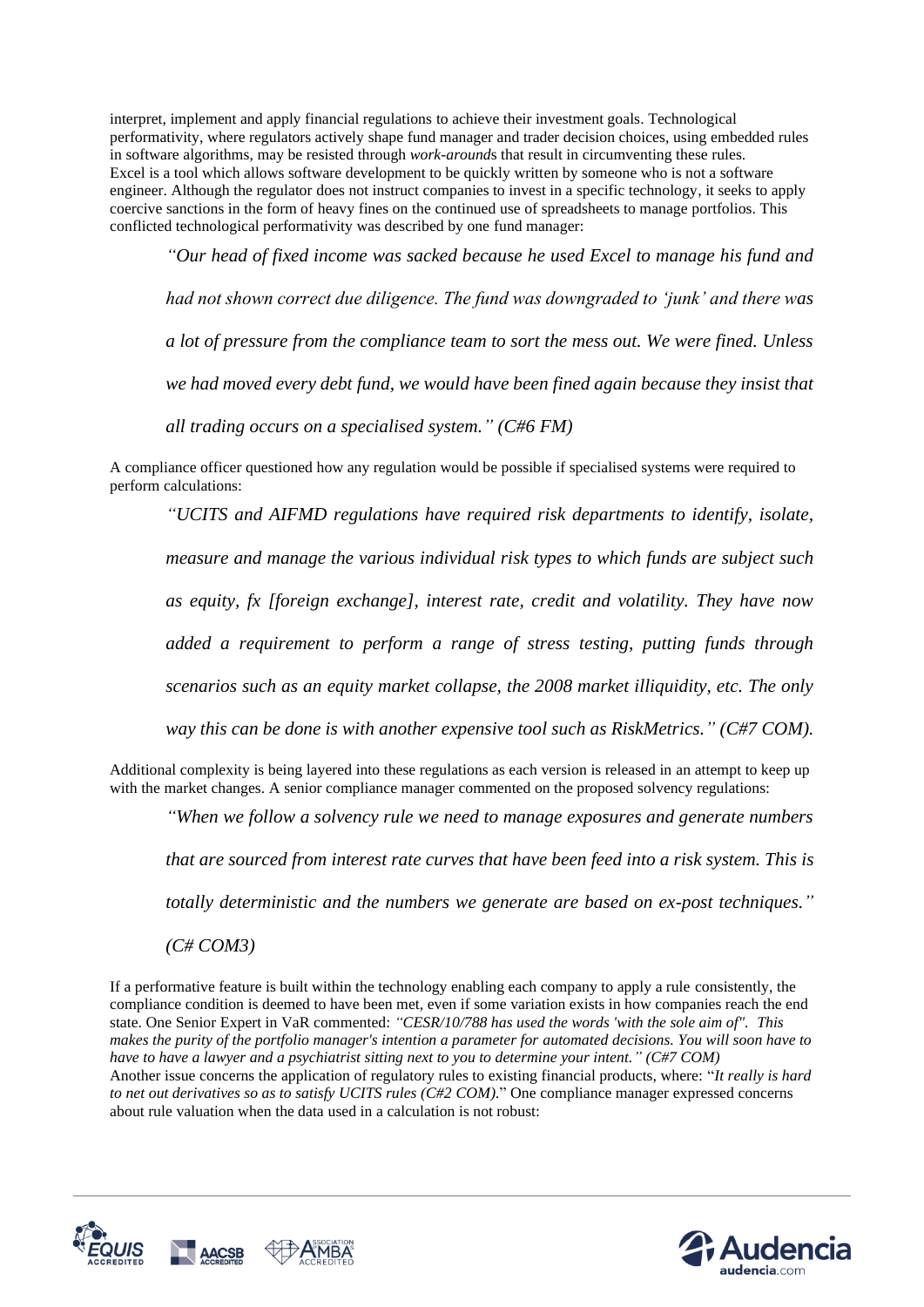interpret, implement and apply financial regulations to achieve their investment goals. Technological performativity, where regulators actively shape fund manager and trader decision choices, using embedded rules in software algorithms, may be resisted through *work-arounds* that result in circumventing these rules. Excel is a tool which allows software development to be quickly written by someone who is not a software engineer. Although the regulator does not instruct companies to invest in a specific technology, it seeks to apply coercive sanctions in the form of heavy fines on the continued use of spreadsheets to manage portfolios. This conflicted technological performativity was described by one fund manager:

> *"Our head of fixed income was sacked because he used Excel to manage his fund and had not shown correct due diligence. The fund was downgraded to 'junk' and there was a lot of pressure from the compliance team to sort the mess out. We were fined. Unless we had moved every debt fund, we would have been fined again because they insist that all trading occurs on a specialised system." (C#6 FM)*

A compliance officer questioned how any regulation would be possible if specialised systems were required to perform calculations:

> *"UCITS and AIFMD regulations have required risk departments to identify, isolate, measure and manage the various individual risk types to which funds are subject such as equity, fx [foreign exchange], interest rate, credit and volatility. They have now added a requirement to perform a range of stress testing, putting funds through scenarios such as an equity market collapse, the 2008 market illiquidity, etc. The only way this can be done is with another expensive tool such as RiskMetrics." (C#7 COM).*

Additional complexity is being layered into these regulations as each version is released in an attempt to keep up with the market changes. A senior compliance manager commented on the proposed solvency regulations:

> *"When we follow a solvency rule we need to manage exposures and generate numbers that are sourced from interest rate curves that have been feed into a risk system. This is totally deterministic and the numbers we generate are based on ex-post techniques." (C# COM3)*

If a performative feature is built within the technology enabling each company to apply a rule consistently, the compliance condition is deemed to have been met, even if some variation exists in how companies reach the end state. One Senior Expert in VaR commented: *"CESR/10/788 has used the words 'with the sole aim of". This makes the purity of the portfolio manager's intention a parameter for automated decisions. You will soon have to have to have a lawyer and a psychiatrist sitting next to you to determine your intent." (C#7 COM)*
Another issue concerns the application of regulatory rules to existing financial products, where: "*It really is hard to net out derivatives so as to satisfy UCITS rules (C#2 COM).*" One compliance manager expressed concerns about rule valuation when the data used in a calculation is not robust: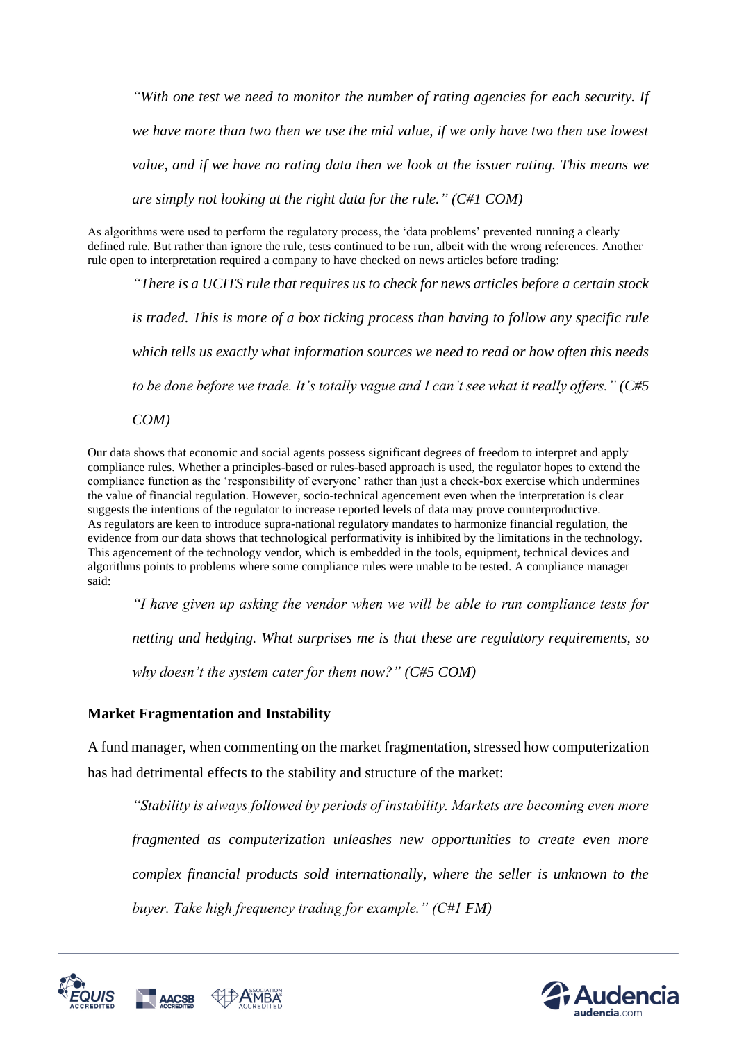> *"With one test we need to monitor the number of rating agencies for each security. If we have more than two then we use the mid value, if we only have two then use lowest value, and if we have no rating data then we look at the issuer rating. This means we are simply not looking at the right data for the rule." (C#1 COM)*

As algorithms were used to perform the regulatory process, the 'data problems' prevented running a clearly defined rule. But rather than ignore the rule, tests continued to be run, albeit with the wrong references. Another rule open to interpretation required a company to have checked on news articles before trading:

> *"There is a UCITS rule that requires us to check for news articles before a certain stock is traded. This is more of a box ticking process than having to follow any specific rule which tells us exactly what information sources we need to read or how often this needs to be done before we trade. It's totally vague and I can't see what it really offers." (C#5 COM)*

Our data shows that economic and social agents possess significant degrees of freedom to interpret and apply compliance rules. Whether a principles-based or rules-based approach is used, the regulator hopes to extend the compliance function as the 'responsibility of everyone' rather than just a check-box exercise which undermines the value of financial regulation. However, socio-technical agencement even when the interpretation is clear suggests the intentions of the regulator to increase reported levels of data may prove counterproductive.
As regulators are keen to introduce supra-national regulatory mandates to harmonize financial regulation, the evidence from our data shows that technological performativity is inhibited by the limitations in the technology. This agencement of the technology vendor, which is embedded in the tools, equipment, technical devices and algorithms points to problems where some compliance rules were unable to be tested. A compliance manager said:

> *"I have given up asking the vendor when we will be able to run compliance tests for netting and hedging. What surprises me is that these are regulatory requirements, so why doesn't the system cater for them now?" (C#5 COM)*

## Market Fragmentation and Instability

A fund manager, when commenting on the market fragmentation, stressed how computerization has had detrimental effects to the stability and structure of the market:

> *"Stability is always followed by periods of instability. Markets are becoming even more fragmented as computerization unleashes new opportunities to create even more complex financial products sold internationally, where the seller is unknown to the buyer. Take high frequency trading for example." (C#1 FM)*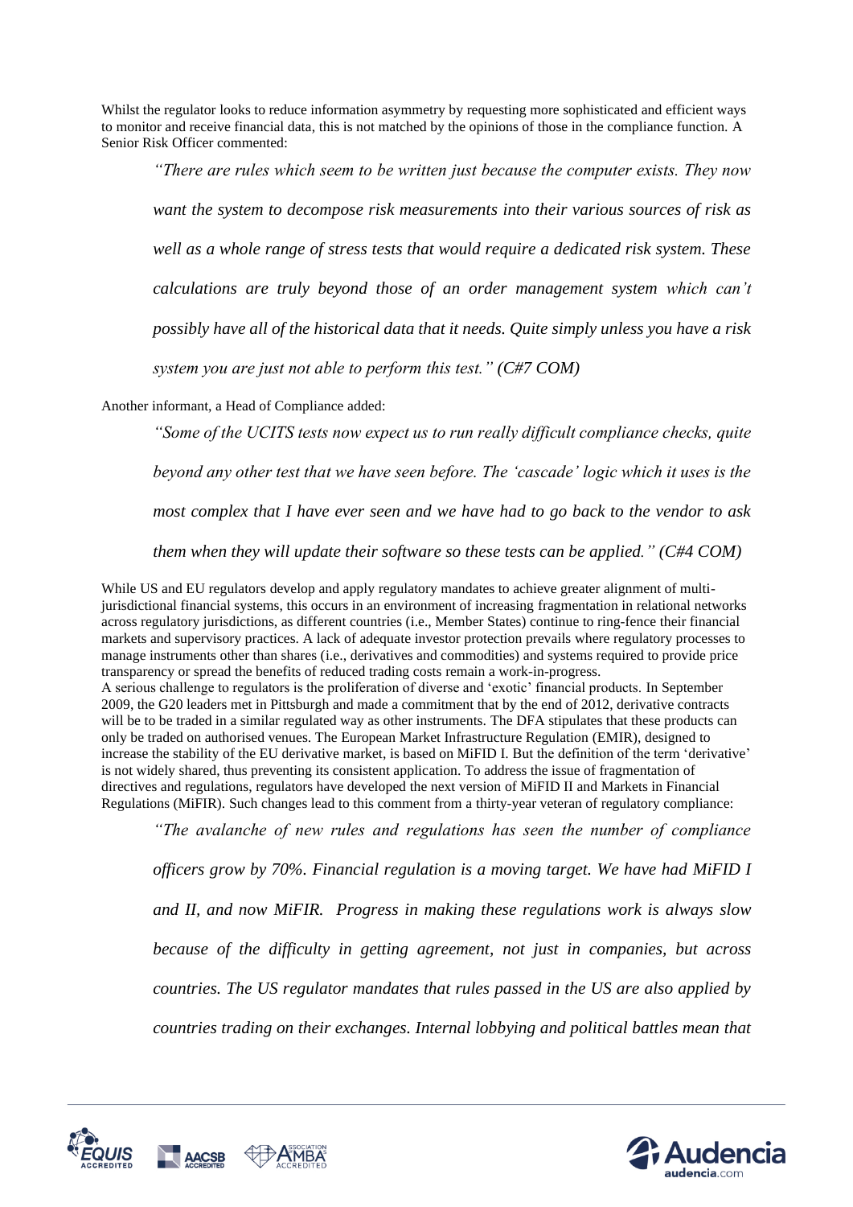Whilst the regulator looks to reduce information asymmetry by requesting more sophisticated and efficient ways to monitor and receive financial data, this is not matched by the opinions of those in the compliance function. A Senior Risk Officer commented:

> *"There are rules which seem to be written just because the computer exists. They now want the system to decompose risk measurements into their various sources of risk as well as a whole range of stress tests that would require a dedicated risk system. These calculations are truly beyond those of an order management system which can't possibly have all of the historical data that it needs. Quite simply unless you have a risk system you are just not able to perform this test." (C#7 COM)*

Another informant, a Head of Compliance added:

> *"Some of the UCITS tests now expect us to run really difficult compliance checks, quite beyond any other test that we have seen before. The 'cascade' logic which it uses is the most complex that I have ever seen and we have had to go back to the vendor to ask them when they will update their software so these tests can be applied." (C#4 COM)*

While US and EU regulators develop and apply regulatory mandates to achieve greater alignment of multi-jurisdictional financial systems, this occurs in an environment of increasing fragmentation in relational networks across regulatory jurisdictions, as different countries (i.e., Member States) continue to ring-fence their financial markets and supervisory practices. A lack of adequate investor protection prevails where regulatory processes to manage instruments other than shares (i.e., derivatives and commodities) and systems required to provide price transparency or spread the benefits of reduced trading costs remain a work-in-progress.

A serious challenge to regulators is the proliferation of diverse and 'exotic' financial products. In September 2009, the G20 leaders met in Pittsburgh and made a commitment that by the end of 2012, derivative contracts will be to be traded in a similar regulated way as other instruments. The DFA stipulates that these products can only be traded on authorised venues. The European Market Infrastructure Regulation (EMIR), designed to increase the stability of the EU derivative market, is based on MiFID I. But the definition of the term 'derivative' is not widely shared, thus preventing its consistent application. To address the issue of fragmentation of directives and regulations, regulators have developed the next version of MiFID II and Markets in Financial Regulations (MiFIR). Such changes lead to this comment from a thirty-year veteran of regulatory compliance:

> *"The avalanche of new rules and regulations has seen the number of compliance officers grow by 70%. Financial regulation is a moving target. We have had MiFID I and II, and now MiFIR. Progress in making these regulations work is always slow because of the difficulty in getting agreement, not just in companies, but across countries. The US regulator mandates that rules passed in the US are also applied by countries trading on their exchanges. Internal lobbying and political battles mean that*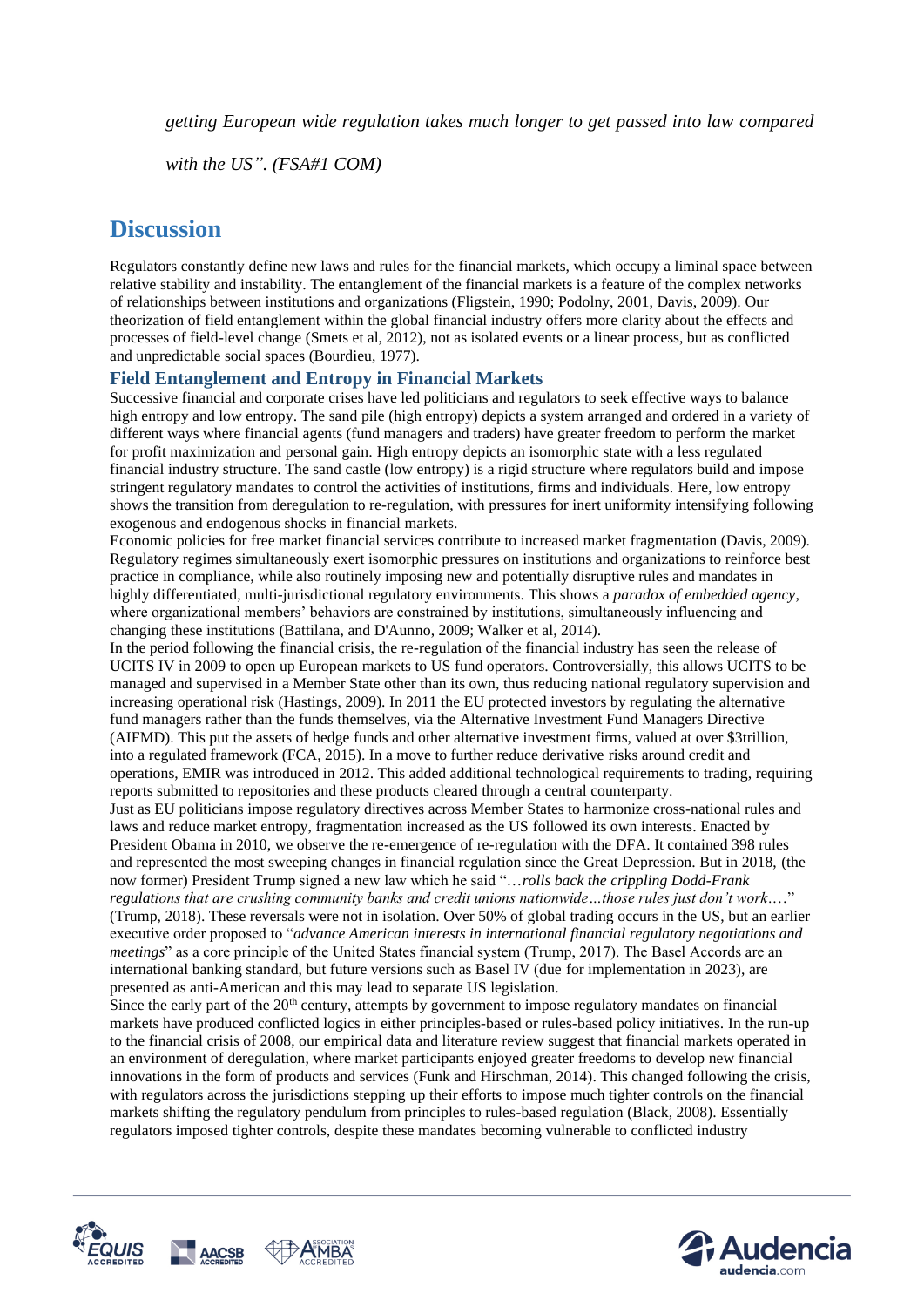*getting European wide regulation takes much longer to get passed into law compared with the US". (FSA#1 COM)*

## Discussion

Regulators constantly define new laws and rules for the financial markets, which occupy a liminal space between relative stability and instability. The entanglement of the financial markets is a feature of the complex networks of relationships between institutions and organizations (Fligstein, 1990; Podolny, 2001, Davis, 2009). Our theorization of field entanglement within the global financial industry offers more clarity about the effects and processes of field-level change (Smets et al, 2012), not as isolated events or a linear process, but as conflicted and unpredictable social spaces (Bourdieu, 1977).

### Field Entanglement and Entropy in Financial Markets

Successive financial and corporate crises have led politicians and regulators to seek effective ways to balance high entropy and low entropy. The sand pile (high entropy) depicts a system arranged and ordered in a variety of different ways where financial agents (fund managers and traders) have greater freedom to perform the market for profit maximization and personal gain. High entropy depicts an isomorphic state with a less regulated financial industry structure. The sand castle (low entropy) is a rigid structure where regulators build and impose stringent regulatory mandates to control the activities of institutions, firms and individuals. Here, low entropy shows the transition from deregulation to re-regulation, with pressures for inert uniformity intensifying following exogenous and endogenous shocks in financial markets.

Economic policies for free market financial services contribute to increased market fragmentation (Davis, 2009). Regulatory regimes simultaneously exert isomorphic pressures on institutions and organizations to reinforce best practice in compliance, while also routinely imposing new and potentially disruptive rules and mandates in highly differentiated, multi-jurisdictional regulatory environments. This shows a *paradox of embedded agency*, where organizational members' behaviors are constrained by institutions, simultaneously influencing and changing these institutions (Battilana, and D'Aunno, 2009; Walker et al, 2014).

In the period following the financial crisis, the re-regulation of the financial industry has seen the release of UCITS IV in 2009 to open up European markets to US fund operators. Controversially, this allows UCITS to be managed and supervised in a Member State other than its own, thus reducing national regulatory supervision and increasing operational risk (Hastings, 2009). In 2011 the EU protected investors by regulating the alternative fund managers rather than the funds themselves, via the Alternative Investment Fund Managers Directive (AIFMD). This put the assets of hedge funds and other alternative investment firms, valued at over $3trillion, into a regulated framework (FCA, 2015). In a move to further reduce derivative risks around credit and operations, EMIR was introduced in 2012. This added additional technological requirements to trading, requiring reports submitted to repositories and these products cleared through a central counterparty.

Just as EU politicians impose regulatory directives across Member States to harmonize cross-national rules and laws and reduce market entropy, fragmentation increased as the US followed its own interests. Enacted by President Obama in 2010, we observe the re-emergence of re-regulation with the DFA. It contained 398 rules and represented the most sweeping changes in financial regulation since the Great Depression. But in 2018, (the now former) President Trump signed a new law which he said "*…rolls back the crippling Dodd-Frank regulations that are crushing community banks and credit unions nationwide…those rules just don't work….*" (Trump, 2018). These reversals were not in isolation. Over 50% of global trading occurs in the US, but an earlier executive order proposed to "*advance American interests in international financial regulatory negotiations and meetings*" as a core principle of the United States financial system (Trump, 2017). The Basel Accords are an international banking standard, but future versions such as Basel IV (due for implementation in 2023), are presented as anti-American and this may lead to separate US legislation.

Since the early part of the 20th century, attempts by government to impose regulatory mandates on financial markets have produced conflicted logics in either principles-based or rules-based policy initiatives. In the run-up to the financial crisis of 2008, our empirical data and literature review suggest that financial markets operated in an environment of deregulation, where market participants enjoyed greater freedoms to develop new financial innovations in the form of products and services (Funk and Hirschman, 2014). This changed following the crisis, with regulators across the jurisdictions stepping up their efforts to impose much tighter controls on the financial markets shifting the regulatory pendulum from principles to rules-based regulation (Black, 2008). Essentially regulators imposed tighter controls, despite these mandates becoming vulnerable to conflicted industry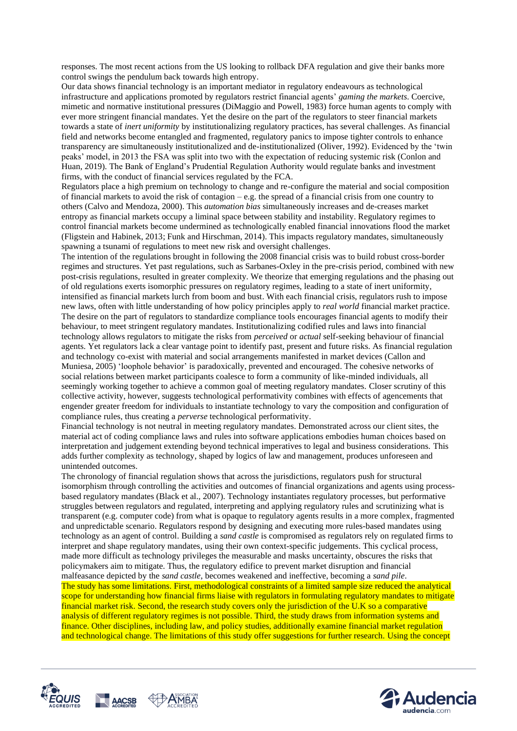responses. The most recent actions from the US looking to rollback DFA regulation and give their banks more control swings the pendulum back towards high entropy.

Our data shows financial technology is an important mediator in regulatory endeavours as technological infrastructure and applications promoted by regulators restrict financial agents' *gaming the markets*. Coercive, mimetic and normative institutional pressures (DiMaggio and Powell, 1983) force human agents to comply with ever more stringent financial mandates. Yet the desire on the part of the regulators to steer financial markets towards a state of *inert uniformity* by institutionalizing regulatory practices, has several challenges. As financial field and networks become entangled and fragmented, regulatory panics to impose tighter controls to enhance transparency are simultaneously institutionalized and de-institutionalized (Oliver, 1992). Evidenced by the 'twin peaks' model, in 2013 the FSA was split into two with the expectation of reducing systemic risk (Conlon and Huan, 2019). The Bank of England's Prudential Regulation Authority would regulate banks and investment firms, with the conduct of financial services regulated by the FCA.

Regulators place a high premium on technology to change and re-configure the material and social composition of financial markets to avoid the risk of contagion – e.g. the spread of a financial crisis from one country to others (Calvo and Mendoza, 2000). This *automation bias* simultaneously increases and de-creases market entropy as financial markets occupy a liminal space between stability and instability. Regulatory regimes to control financial markets become undermined as technologically enabled financial innovations flood the market (Fligstein and Habinek, 2013; Funk and Hirschman, 2014). This impacts regulatory mandates, simultaneously spawning a tsunami of regulations to meet new risk and oversight challenges.

The intention of the regulations brought in following the 2008 financial crisis was to build robust cross-border regimes and structures. Yet past regulations, such as Sarbanes-Oxley in the pre-crisis period, combined with new post-crisis regulations, resulted in greater complexity. We theorize that emerging regulations and the phasing out of old regulations exerts isomorphic pressures on regulatory regimes, leading to a state of inert uniformity, intensified as financial markets lurch from boom and bust. With each financial crisis, regulators rush to impose new laws, often with little understanding of how policy principles apply to *real world* financial market practice. The desire on the part of regulators to standardize compliance tools encourages financial agents to modify their behaviour, to meet stringent regulatory mandates. Institutionalizing codified rules and laws into financial technology allows regulators to mitigate the risks from *perceived* or *actual* self-seeking behaviour of financial agents. Yet regulators lack a clear vantage point to identify past, present and future risks. As financial regulation and technology co-exist with material and social arrangements manifested in market devices (Callon and Muniesa, 2005) 'loophole behavior' is paradoxically, prevented and encouraged. The cohesive networks of social relations between market participants coalesce to form a community of like-minded individuals, all seemingly working together to achieve a common goal of meeting regulatory mandates. Closer scrutiny of this collective activity, however, suggests technological performativity combines with effects of agencements that engender greater freedom for individuals to instantiate technology to vary the composition and configuration of compliance rules, thus creating a *perverse* technological performativity.

Financial technology is not neutral in meeting regulatory mandates. Demonstrated across our client sites, the material act of coding compliance laws and rules into software applications embodies human choices based on interpretation and judgement extending beyond technical imperatives to legal and business considerations. This adds further complexity as technology, shaped by logics of law and management, produces unforeseen and unintended outcomes.

The chronology of financial regulation shows that across the jurisdictions, regulators push for structural isomorphism through controlling the activities and outcomes of financial organizations and agents using process-based regulatory mandates (Black et al., 2007). Technology instantiates regulatory processes, but performative struggles between regulators and regulated, interpreting and applying regulatory rules and scrutinizing what is transparent (e.g. computer code) from what is opaque to regulatory agents results in a more complex, fragmented and unpredictable scenario. Regulators respond by designing and executing more rules-based mandates using technology as an agent of control. Building a *sand castle* is compromised as regulators rely on regulated firms to interpret and shape regulatory mandates, using their own context-specific judgements. This cyclical process, made more difficult as technology privileges the measurable and masks uncertainty, obscures the risks that policymakers aim to mitigate. Thus, the regulatory edifice to prevent market disruption and financial malfeasance depicted by the *sand castle*, becomes weakened and ineffective, becoming a *sand pile*.

The study has some limitations. First, methodological constraints of a limited sample size reduced the analytical scope for understanding how financial firms liaise with regulators in formulating regulatory mandates to mitigate financial market risk. Second, the research study covers only the jurisdiction of the U.K so a comparative analysis of different regulatory regimes is not possible. Third, the study draws from information systems and finance. Other disciplines, including law, and policy studies, additionally examine financial market regulation and technological change. The limitations of this study offer suggestions for further research. Using the concept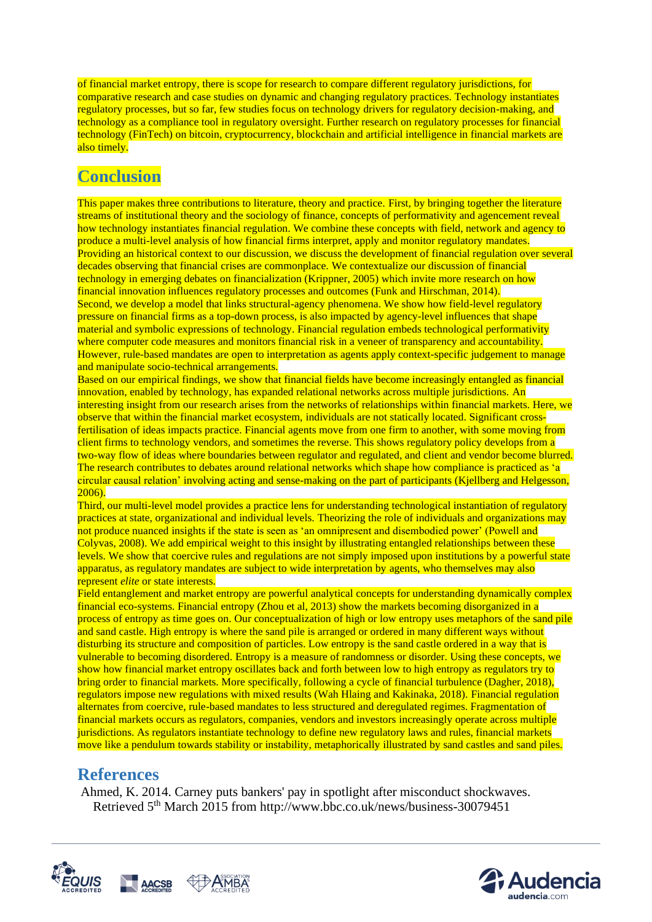of financial market entropy, there is scope for research to compare different regulatory jurisdictions, for comparative research and case studies on dynamic and changing regulatory practices. Technology instantiates regulatory processes, but so far, few studies focus on technology drivers for regulatory decision-making, and technology as a compliance tool in regulatory oversight. Further research on regulatory processes for financial technology (FinTech) on bitcoin, cryptocurrency, blockchain and artificial intelligence in financial markets are also timely.

## Conclusion

This paper makes three contributions to literature, theory and practice. First, by bringing together the literature streams of institutional theory and the sociology of finance, concepts of performativity and agencement reveal how technology instantiates financial regulation. We combine these concepts with field, network and agency to produce a multi-level analysis of how financial firms interpret, apply and monitor regulatory mandates. Providing an historical context to our discussion, we discuss the development of financial regulation over several decades observing that financial crises are commonplace. We contextualize our discussion of financial technology in emerging debates on financialization (Krippner, 2005) which invite more research on how financial innovation influences regulatory processes and outcomes (Funk and Hirschman, 2014).

Second, we develop a model that links structural-agency phenomena. We show how field-level regulatory pressure on financial firms as a top-down process, is also impacted by agency-level influences that shape material and symbolic expressions of technology. Financial regulation embeds technological performativity where computer code measures and monitors financial risk in a veneer of transparency and accountability. However, rule-based mandates are open to interpretation as agents apply context-specific judgement to manage and manipulate socio-technical arrangements.

Based on our empirical findings, we show that financial fields have become increasingly entangled as financial innovation, enabled by technology, has expanded relational networks across multiple jurisdictions. An interesting insight from our research arises from the networks of relationships within financial markets. Here, we observe that within the financial market ecosystem, individuals are not statically located. Significant cross-fertilisation of ideas impacts practice. Financial agents move from one firm to another, with some moving from client firms to technology vendors, and sometimes the reverse. This shows regulatory policy develops from a two-way flow of ideas where boundaries between regulator and regulated, and client and vendor become blurred. The research contributes to debates around relational networks which shape how compliance is practiced as 'a circular causal relation' involving acting and sense-making on the part of participants (Kjellberg and Helgesson, 2006).

Third, our multi-level model provides a practice lens for understanding technological instantiation of regulatory practices at state, organizational and individual levels. Theorizing the role of individuals and organizations may not produce nuanced insights if the state is seen as 'an omnipresent and disembodied power' (Powell and Colyvas, 2008). We add empirical weight to this insight by illustrating entangled relationships between these levels. We show that coercive rules and regulations are not simply imposed upon institutions by a powerful state apparatus, as regulatory mandates are subject to wide interpretation by agents, who themselves may also represent *elite* or state interests.

Field entanglement and market entropy are powerful analytical concepts for understanding dynamically complex financial eco-systems. Financial entropy (Zhou et al, 2013) show the markets becoming disorganized in a process of entropy as time goes on. Our conceptualization of high or low entropy uses metaphors of the sand pile and sand castle. High entropy is where the sand pile is arranged or ordered in many different ways without disturbing its structure and composition of particles. Low entropy is the sand castle ordered in a way that is vulnerable to becoming disordered. Entropy is a measure of randomness or disorder. Using these concepts, we show how financial market entropy oscillates back and forth between low to high entropy as regulators try to bring order to financial markets. More specifically, following a cycle of financial turbulence (Dagher, 2018), regulators impose new regulations with mixed results (Wah Hlaing and Kakinaka, 2018). Financial regulation alternates from coercive, rule-based mandates to less structured and deregulated regimes. Fragmentation of financial markets occurs as regulators, companies, vendors and investors increasingly operate across multiple jurisdictions. As regulators instantiate technology to define new regulatory laws and rules, financial markets move like a pendulum towards stability or instability, metaphorically illustrated by sand castles and sand piles.

## References

Ahmed, K. 2014. Carney puts bankers' pay in spotlight after misconduct shockwaves. Retrieved 5th March 2015 from http://www.bbc.co.uk/news/business-30079451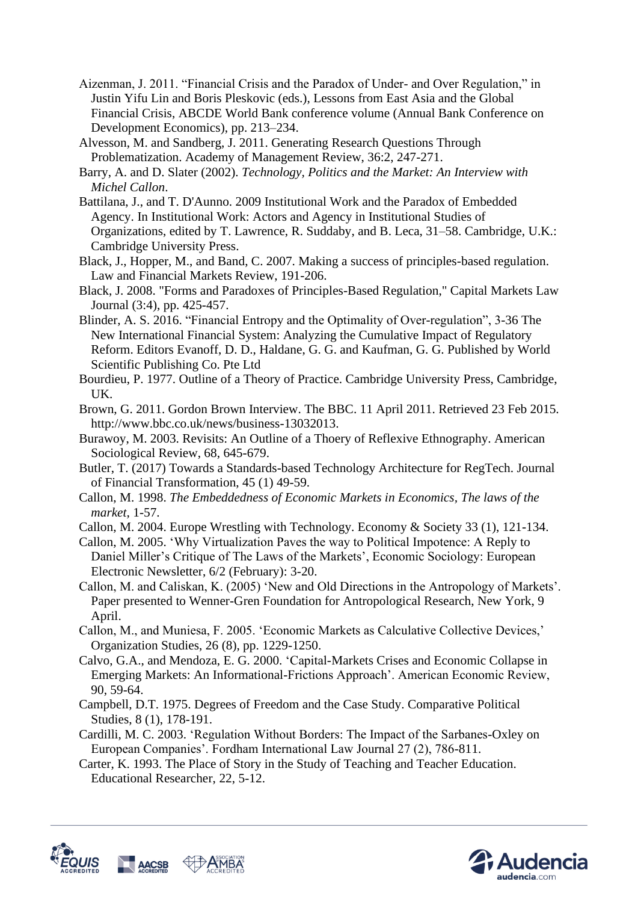Aizenman, J. 2011. “Financial Crisis and the Paradox of Under- and Over Regulation,” in Justin Yifu Lin and Boris Pleskovic (eds.), Lessons from East Asia and the Global Financial Crisis, ABCDE World Bank conference volume (Annual Bank Conference on Development Economics), pp. 213–234.

Alvesson, M. and Sandberg, J. 2011. Generating Research Questions Through Problematization. Academy of Management Review, 36:2, 247-271.

Barry, A. and D. Slater (2002). *Technology, Politics and the Market: An Interview with Michel Callon*.

Battilana, J., and T. D'Aunno. 2009 Institutional Work and the Paradox of Embedded Agency. In Institutional Work: Actors and Agency in Institutional Studies of Organizations, edited by T. Lawrence, R. Suddaby, and B. Leca, 31–58. Cambridge, U.K.: Cambridge University Press.

Black, J., Hopper, M., and Band, C. 2007. Making a success of principles-based regulation. Law and Financial Markets Review, 191-206.

Black, J. 2008. "Forms and Paradoxes of Principles-Based Regulation," Capital Markets Law Journal (3:4), pp. 425-457.

Blinder, A. S. 2016. “Financial Entropy and the Optimality of Over-regulation”, 3-36 The New International Financial System: Analyzing the Cumulative Impact of Regulatory Reform. Editors Evanoff, D. D., Haldane, G. G. and Kaufman, G. G. Published by World Scientific Publishing Co. Pte Ltd

Bourdieu, P. 1977. Outline of a Theory of Practice. Cambridge University Press, Cambridge, UK.

Brown, G. 2011. Gordon Brown Interview. The BBC. 11 April 2011. Retrieved 23 Feb 2015. http://www.bbc.co.uk/news/business-13032013.

Burawoy, M. 2003. Revisits: An Outline of a Thoery of Reflexive Ethnography. American Sociological Review, 68, 645-679.

Butler, T. (2017) Towards a Standards-based Technology Architecture for RegTech. Journal of Financial Transformation, 45 (1) 49-59.

Callon, M. 1998. *The Embeddedness of Economic Markets in Economics, The laws of the market,* 1-57.

Callon, M. 2004. Europe Wrestling with Technology. Economy & Society 33 (1), 121-134.

Callon, M. 2005. ‘Why Virtualization Paves the way to Political Impotence: A Reply to Daniel Miller’s Critique of The Laws of the Markets’, Economic Sociology: European Electronic Newsletter, 6/2 (February): 3-20.

Callon, M. and Caliskan, K. (2005) ‘New and Old Directions in the Antropology of Markets’. Paper presented to Wenner-Gren Foundation for Antropological Research, New York, 9 April.

Callon, M., and Muniesa, F. 2005. ‘Economic Markets as Calculative Collective Devices,’ Organization Studies, 26 (8), pp. 1229-1250.

Calvo, G.A., and Mendoza, E. G. 2000. ‘Capital-Markets Crises and Economic Collapse in Emerging Markets: An Informational-Frictions Approach’. American Economic Review, 90, 59-64.

Campbell, D.T. 1975. Degrees of Freedom and the Case Study. Comparative Political Studies, 8 (1), 178-191.

Cardilli, M. C. 2003. ‘Regulation Without Borders: The Impact of the Sarbanes-Oxley on European Companies’. Fordham International Law Journal 27 (2), 786-811.

Carter, K. 1993. The Place of Story in the Study of Teaching and Teacher Education. Educational Researcher, 22, 5-12.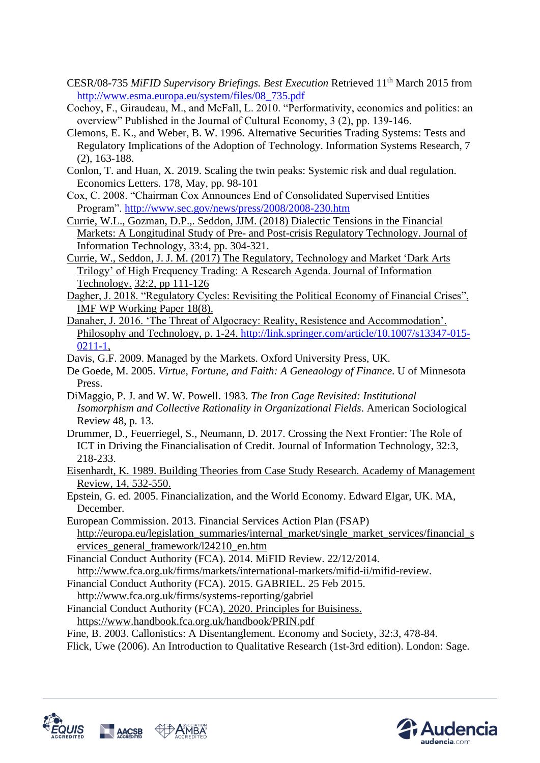CESR/08-735 *MiFID Supervisory Briefings. Best Execution* Retrieved 11th March 2015 from http://www.esma.europa.eu/system/files/08_735.pdf

Cochoy, F., Giraudeau, M., and McFall, L. 2010. "Performativity, economics and politics: an overview" Published in the Journal of Cultural Economy, 3 (2), pp. 139-146.

Clemons, E. K., and Weber, B. W. 1996. Alternative Securities Trading Systems: Tests and Regulatory Implications of the Adoption of Technology. Information Systems Research, 7 (2), 163-188.

Conlon, T. and Huan, X. 2019. Scaling the twin peaks: Systemic risk and dual regulation. Economics Letters. 178, May, pp. 98-101

Cox, C. 2008. "Chairman Cox Announces End of Consolidated Supervised Entities Program". http://www.sec.gov/news/press/2008/2008-230.htm

Currie, W.L., Gozman, D.P.,. Seddon, JJM. (2018) Dialectic Tensions in the Financial Markets: A Longitudinal Study of Pre- and Post-crisis Regulatory Technology. Journal of Information Technology, 33:4, pp. 304-321.

Currie, W., Seddon, J. J. M. (2017) The Regulatory, Technology and Market 'Dark Arts Trilogy' of High Frequency Trading: A Research Agenda. Journal of Information Technology. 32:2, pp 111-126

Dagher, J. 2018. "Regulatory Cycles: Revisiting the Political Economy of Financial Crises", IMF WP Working Paper 18(8).

Danaher, J. 2016. 'The Threat of Algocracy: Reality, Resistence and Accommodation'. Philosophy and Technology, p. 1-24. http://link.springer.com/article/10.1007/s13347-015-0211-1,

Davis, G.F. 2009. Managed by the Markets. Oxford University Press, UK.

De Goede, M. 2005. *Virtue, Fortune, and Faith: A Geneaology of Finance*. U of Minnesota Press.

DiMaggio, P. J. and W. W. Powell. 1983. *The Iron Cage Revisited: Institutional Isomorphism and Collective Rationality in Organizational Fields*. American Sociological Review 48, p. 13.

Drummer, D., Feuerriegel, S., Neumann, D. 2017. Crossing the Next Frontier: The Role of ICT in Driving the Financialisation of Credit. Journal of Information Technology, 32:3, 218-233.

Eisenhardt, K. 1989. Building Theories from Case Study Research. Academy of Management Review, 14, 532-550.

Epstein, G. ed. 2005. Financialization, and the World Economy. Edward Elgar, UK. MA, December.

European Commission. 2013. Financial Services Action Plan (FSAP) http://europa.eu/legislation_summaries/internal_market/single_market_services/financial_services_general_framework/l24210_en.htm

Financial Conduct Authority (FCA). 2014. MiFID Review. 22/12/2014. http://www.fca.org.uk/firms/markets/international-markets/mifid-ii/mifid-review.

Financial Conduct Authority (FCA). 2015. GABRIEL. 25 Feb 2015. http://www.fca.org.uk/firms/systems-reporting/gabriel

Financial Conduct Authority (FCA). 2020. Principles for Buisiness. https://www.handbook.fca.org.uk/handbook/PRIN.pdf

Fine, B. 2003. Callonistics: A Disentanglement. Economy and Society, 32:3, 478-84.

Flick, Uwe (2006). An Introduction to Qualitative Research (1st-3rd edition). London: Sage.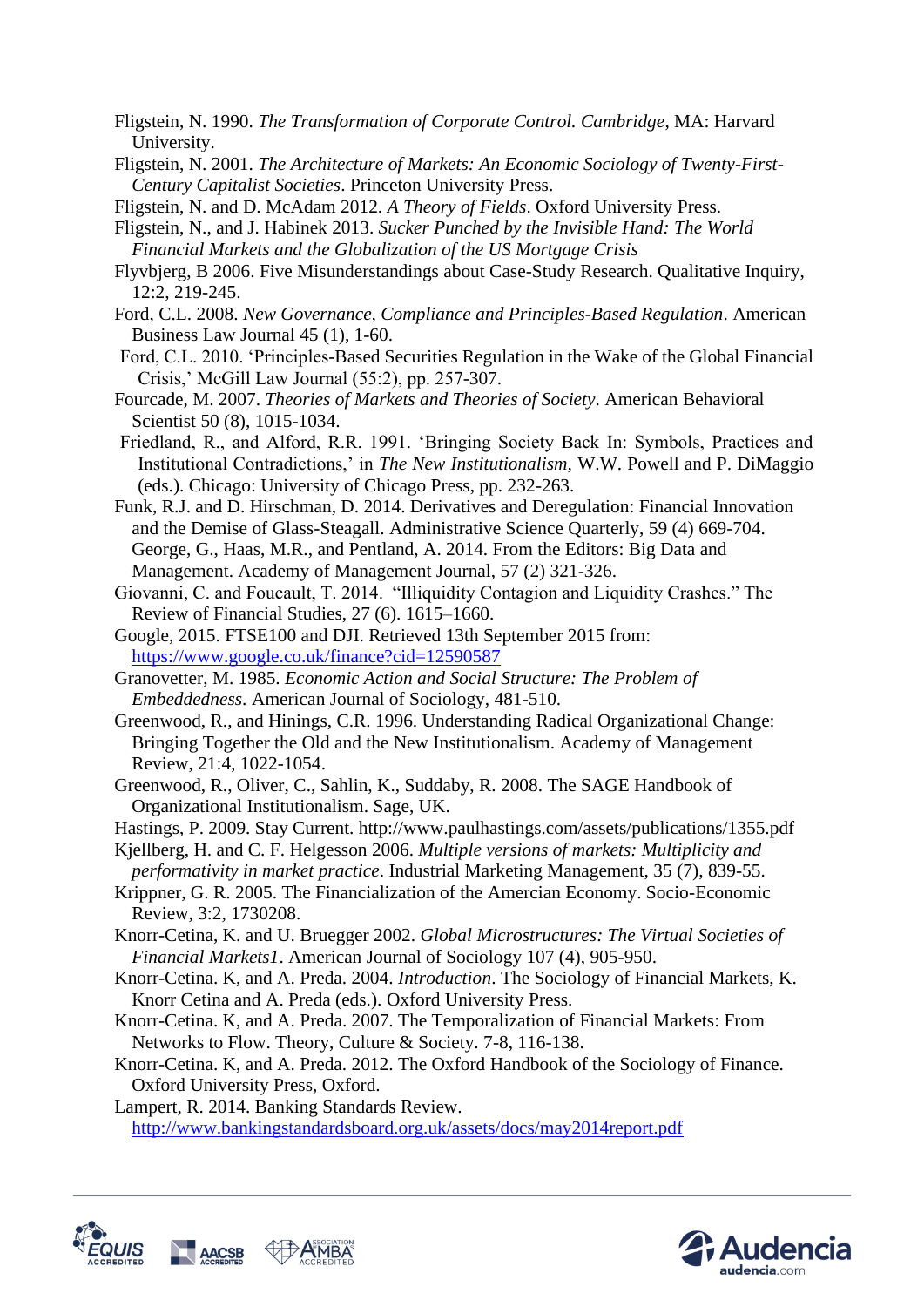Fligstein, N. 1990. *The Transformation of Corporate Control. Cambridge*, MA: Harvard University.

Fligstein, N. 2001. *The Architecture of Markets: An Economic Sociology of Twenty-First-Century Capitalist Societies*. Princeton University Press.

Fligstein, N. and D. McAdam 2012. *A Theory of Fields*. Oxford University Press.

Fligstein, N., and J. Habinek 2013. *Sucker Punched by the Invisible Hand: The World Financial Markets and the Globalization of the US Mortgage Crisis*

Flyvbjerg, B 2006. Five Misunderstandings about Case-Study Research. Qualitative Inquiry, 12:2, 219-245.

Ford, C.L. 2008. *New Governance, Compliance and Principles-Based Regulation*. American Business Law Journal 45 (1), 1-60.

Ford, C.L. 2010. 'Principles-Based Securities Regulation in the Wake of the Global Financial Crisis,' McGill Law Journal (55:2), pp. 257-307.

Fourcade, M. 2007. *Theories of Markets and Theories of Society*. American Behavioral Scientist 50 (8), 1015-1034.

Friedland, R., and Alford, R.R. 1991. 'Bringing Society Back In: Symbols, Practices and Institutional Contradictions,' in *The New Institutionalism*, W.W. Powell and P. DiMaggio (eds.). Chicago: University of Chicago Press, pp. 232-263.

Funk, R.J. and D. Hirschman, D. 2014. Derivatives and Deregulation: Financial Innovation and the Demise of Glass-Steagall. Administrative Science Quarterly, 59 (4) 669-704.

George, G., Haas, M.R., and Pentland, A. 2014. From the Editors: Big Data and Management. Academy of Management Journal, 57 (2) 321-326.

Giovanni, C. and Foucault, T. 2014. "Illiquidity Contagion and Liquidity Crashes." The Review of Financial Studies, 27 (6). 1615–1660.

Google, 2015. FTSE100 and DJI. Retrieved 13th September 2015 from: https://www.google.co.uk/finance?cid=12590587

Granovetter, M. 1985. *Economic Action and Social Structure: The Problem of Embeddedness*. American Journal of Sociology, 481-510.

Greenwood, R., and Hinings, C.R. 1996. Understanding Radical Organizational Change: Bringing Together the Old and the New Institutionalism. Academy of Management Review, 21:4, 1022-1054.

Greenwood, R., Oliver, C., Sahlin, K., Suddaby, R. 2008. The SAGE Handbook of Organizational Institutionalism. Sage, UK.

Hastings, P. 2009. Stay Current. http://www.paulhastings.com/assets/publications/1355.pdf

Kjellberg, H. and C. F. Helgesson 2006. *Multiple versions of markets: Multiplicity and performativity in market practice*. Industrial Marketing Management, 35 (7), 839-55.

Krippner, G. R. 2005. The Financialization of the American Economy. Socio-Economic Review, 3:2, 1730208.

Knorr-Cetina, K. and U. Bruegger 2002. *Global Microstructures: The Virtual Societies of Financial Markets1*. American Journal of Sociology 107 (4), 905-950.

Knorr-Cetina. K, and A. Preda. 2004. *Introduction*. The Sociology of Financial Markets, K. Knorr Cetina and A. Preda (eds.). Oxford University Press.

Knorr-Cetina. K, and A. Preda. 2007. The Temporalization of Financial Markets: From Networks to Flow. Theory, Culture & Society. 7-8, 116-138.

Knorr-Cetina. K, and A. Preda. 2012. The Oxford Handbook of the Sociology of Finance. Oxford University Press, Oxford.

Lampert, R. 2014. Banking Standards Review. http://www.bankingstandardsboard.org.uk/assets/docs/may2014report.pdf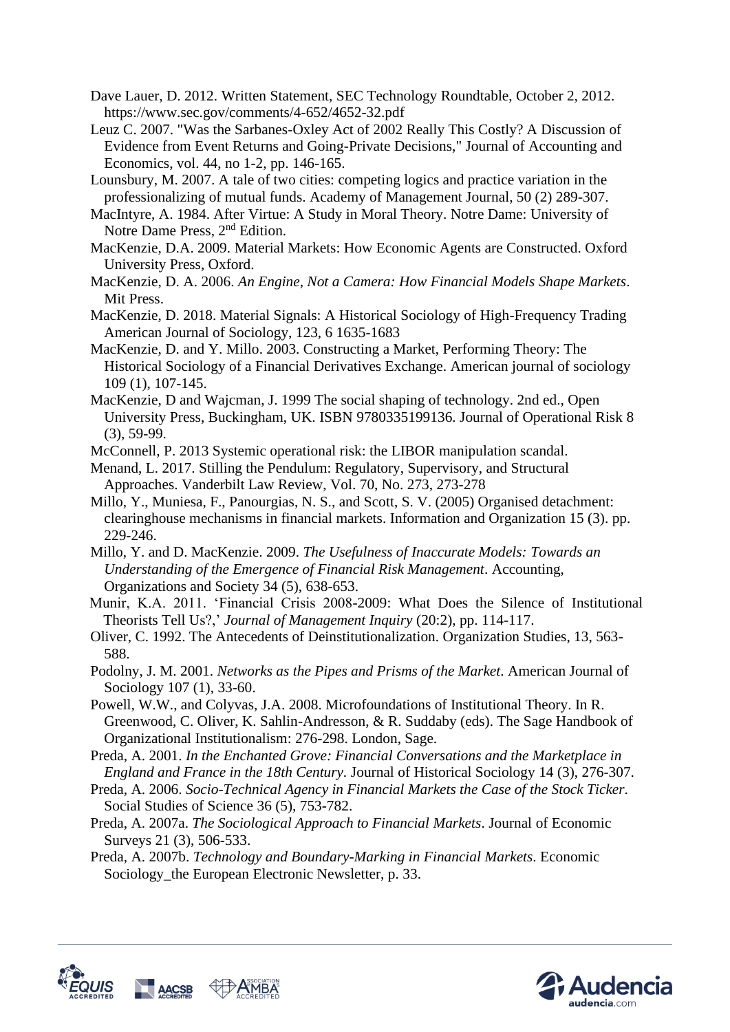Dave Lauer, D. 2012. Written Statement, SEC Technology Roundtable, October 2, 2012. https://www.sec.gov/comments/4-652/4652-32.pdf

Leuz C. 2007. "Was the Sarbanes-Oxley Act of 2002 Really This Costly? A Discussion of Evidence from Event Returns and Going-Private Decisions," Journal of Accounting and Economics, vol. 44, no 1-2, pp. 146-165.

Lounsbury, M. 2007. A tale of two cities: competing logics and practice variation in the professionalizing of mutual funds. Academy of Management Journal, 50 (2) 289-307.

MacIntyre, A. 1984. After Virtue: A Study in Moral Theory. Notre Dame: University of Notre Dame Press, 2nd Edition.

MacKenzie, D.A. 2009. Material Markets: How Economic Agents are Constructed. Oxford University Press, Oxford.

MacKenzie, D. A. 2006. *An Engine, Not a Camera: How Financial Models Shape Markets*. Mit Press.

MacKenzie, D. 2018. Material Signals: A Historical Sociology of High-Frequency Trading American Journal of Sociology, 123, 6 1635-1683

MacKenzie, D. and Y. Millo. 2003. Constructing a Market, Performing Theory: The Historical Sociology of a Financial Derivatives Exchange. American journal of sociology 109 (1), 107-145.

MacKenzie, D and Wajcman, J. 1999 The social shaping of technology. 2nd ed., Open University Press, Buckingham, UK. ISBN 9780335199136. Journal of Operational Risk 8 (3), 59-99.

McConnell, P. 2013 Systemic operational risk: the LIBOR manipulation scandal.

Menand, L. 2017. Stilling the Pendulum: Regulatory, Supervisory, and Structural Approaches. Vanderbilt Law Review, Vol. 70, No. 273, 273-278

Millo, Y., Muniesa, F., Panourgias, N. S., and Scott, S. V. (2005) Organised detachment: clearinghouse mechanisms in financial markets. Information and Organization 15 (3). pp. 229-246.

Millo, Y. and D. MacKenzie. 2009. *The Usefulness of Inaccurate Models: Towards an Understanding of the Emergence of Financial Risk Management*. Accounting, Organizations and Society 34 (5), 638-653.

Munir, K.A. 2011. 'Financial Crisis 2008-2009: What Does the Silence of Institutional Theorists Tell Us?,' *Journal of Management Inquiry* (20:2), pp. 114-117.

Oliver, C. 1992. The Antecedents of Deinstitutionalization. Organization Studies, 13, 563-588.

Podolny, J. M. 2001. *Networks as the Pipes and Prisms of the Market*. American Journal of Sociology 107 (1), 33-60.

Powell, W.W., and Colyvas, J.A. 2008. Microfoundations of Institutional Theory. In R. Greenwood, C. Oliver, K. Sahlin-Andresson, & R. Suddaby (eds). The Sage Handbook of Organizational Institutionalism: 276-298. London, Sage.

Preda, A. 2001. *In the Enchanted Grove: Financial Conversations and the Marketplace in England and France in the 18th Century*. Journal of Historical Sociology 14 (3), 276-307.

Preda, A. 2006. *Socio-Technical Agency in Financial Markets the Case of the Stock Ticker*. Social Studies of Science 36 (5), 753-782.

Preda, A. 2007a. *The Sociological Approach to Financial Markets*. Journal of Economic Surveys 21 (3), 506-533.

Preda, A. 2007b. *Technology and Boundary-Marking in Financial Markets*. Economic Sociology_the European Electronic Newsletter, p. 33.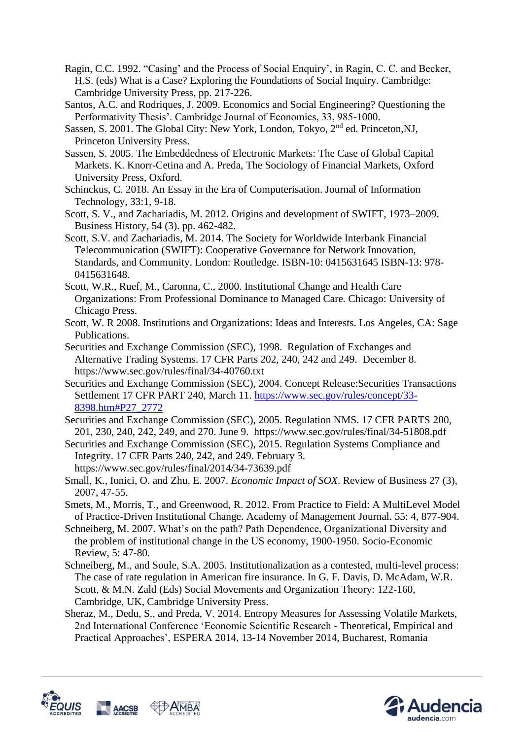Ragin, C.C. 1992. "Casing' and the Process of Social Enquiry', in Ragin, C. C. and Becker, H.S. (eds) What is a Case? Exploring the Foundations of Social Inquiry. Cambridge: Cambridge University Press, pp. 217-226.

Santos, A.C. and Rodriques, J. 2009. Economics and Social Engineering? Questioning the Performativity Thesis'. Cambridge Journal of Economics, 33, 985-1000.

Sassen, S. 2001. The Global City: New York, London, Tokyo, 2nd ed. Princeton,NJ, Princeton University Press.

Sassen, S. 2005. The Embeddedness of Electronic Markets: The Case of Global Capital Markets. K. Knorr-Cetina and A. Preda, The Sociology of Financial Markets, Oxford University Press, Oxford.

Schinckus, C. 2018. An Essay in the Era of Computerisation. Journal of Information Technology, 33:1, 9-18.

Scott, S. V., and Zachariadis, M. 2012. Origins and development of SWIFT, 1973–2009. Business History, 54 (3). pp. 462-482.

Scott, S.V. and Zachariadis, M. 2014. The Society for Worldwide Interbank Financial Telecommunication (SWIFT): Cooperative Governance for Network Innovation, Standards, and Community. London: Routledge. ISBN-10: 0415631645 ISBN-13: 978-0415631648.

Scott, W.R., Ruef, M., Caronna, C., 2000. Institutional Change and Health Care Organizations: From Professional Dominance to Managed Care. Chicago: University of Chicago Press.

Scott, W. R 2008. Institutions and Organizations: Ideas and Interests. Los Angeles, CA: Sage Publications.

Securities and Exchange Commission (SEC), 1998. Regulation of Exchanges and Alternative Trading Systems. 17 CFR Parts 202, 240, 242 and 249. December 8. https://www.sec.gov/rules/final/34-40760.txt

Securities and Exchange Commission (SEC), 2004. Concept Release:Securities Transactions Settlement 17 CFR PART 240, March 11. https://www.sec.gov/rules/concept/33-8398.htm#P27_2772

Securities and Exchange Commission (SEC), 2005. Regulation NMS. 17 CFR PARTS 200, 201, 230, 240, 242, 249, and 270. June 9. https://www.sec.gov/rules/final/34-51808.pdf

Securities and Exchange Commission (SEC), 2015. Regulation Systems Compliance and Integrity. 17 CFR Parts 240, 242, and 249. February 3. https://www.sec.gov/rules/final/2014/34-73639.pdf

Small, K., Ionici, O. and Zhu, E. 2007. *Economic Impact of SOX*. Review of Business 27 (3), 2007, 47-55.

Smets, M., Morris, T., and Greenwood, R. 2012. From Practice to Field: A MultiLevel Model of Practice-Driven Institutional Change. Academy of Management Journal. 55: 4, 877-904.

Schneiberg, M. 2007. What's on the path? Path Dependence, Organizational Diversity and the problem of institutional change in the US economy, 1900-1950. Socio-Economic Review, 5: 47-80.

Schneiberg, M., and Soule, S.A. 2005. Institutionalization as a contested, multi-level process: The case of rate regulation in American fire insurance. In G. F. Davis, D. McAdam, W.R. Scott, & M.N. Zald (Eds) Social Movements and Organization Theory: 122-160, Cambridge, UK, Cambridge University Press.

Sheraz, M., Dedu, S., and Preda, V. 2014. Entropy Measures for Assessing Volatile Markets, 2nd International Conference 'Economic Scientific Research - Theoretical, Empirical and Practical Approaches', ESPERA 2014, 13-14 November 2014, Bucharest, Romania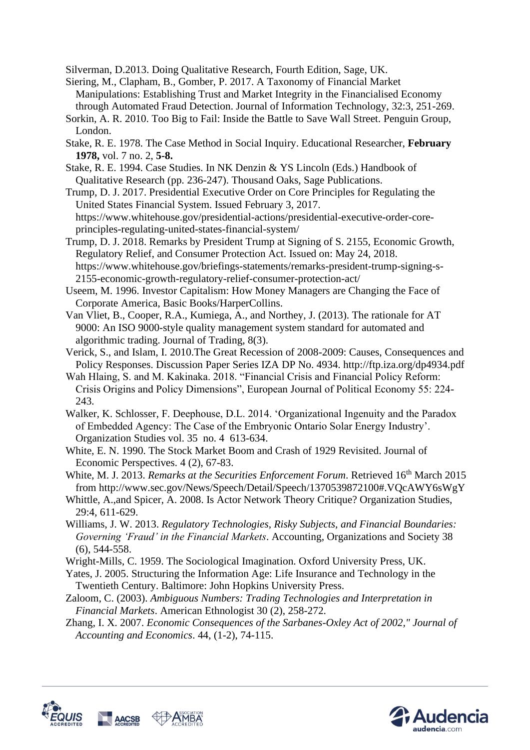Silverman, D.2013. Doing Qualitative Research, Fourth Edition, Sage, UK.

Siering, M., Clapham, B., Gomber, P. 2017. A Taxonomy of Financial Market Manipulations: Establishing Trust and Market Integrity in the Financialised Economy through Automated Fraud Detection. Journal of Information Technology, 32:3, 251-269.

Sorkin, A. R. 2010. Too Big to Fail: Inside the Battle to Save Wall Street. Penguin Group, London.

Stake, R. E. 1978. The Case Method in Social Inquiry. Educational Researcher, **February 1978,** vol. 7 no. 2, **5-8.**

Stake, R. E. 1994. Case Studies. In NK Denzin & YS Lincoln (Eds.) Handbook of Qualitative Research (pp. 236-247). Thousand Oaks, Sage Publications.

Trump, D. J. 2017. Presidential Executive Order on Core Principles for Regulating the United States Financial System. Issued February 3, 2017. https://www.whitehouse.gov/presidential-actions/presidential-executive-order-core-principles-regulating-united-states-financial-system/

Trump, D. J. 2018. Remarks by President Trump at Signing of S. 2155, Economic Growth, Regulatory Relief, and Consumer Protection Act. Issued on: May 24, 2018. https://www.whitehouse.gov/briefings-statements/remarks-president-trump-signing-s-2155-economic-growth-regulatory-relief-consumer-protection-act/

Useem, M. 1996. Investor Capitalism: How Money Managers are Changing the Face of Corporate America, Basic Books/HarperCollins.

Van Vliet, B., Cooper, R.A., Kumiega, A., and Northey, J. (2013). The rationale for AT 9000: An ISO 9000-style quality management system standard for automated and algorithmic trading. Journal of Trading, 8(3).

Verick, S., and Islam, I. 2010.The Great Recession of 2008-2009: Causes, Consequences and Policy Responses. Discussion Paper Series IZA DP No. 4934. http://ftp.iza.org/dp4934.pdf

Wah Hlaing, S. and M. Kakinaka. 2018. "Financial Crisis and Financial Policy Reform: Crisis Origins and Policy Dimensions", European Journal of Political Economy 55: 224-243.

Walker, K. Schlosser, F. Deephouse, D.L. 2014. 'Organizational Ingenuity and the Paradox of Embedded Agency: The Case of the Embryonic Ontario Solar Energy Industry'. Organization Studies vol. 35 no. 4 613-634.

White, E. N. 1990. The Stock Market Boom and Crash of 1929 Revisited. Journal of Economic Perspectives. 4 (2), 67-83.

White, M. J. 2013. *Remarks at the Securities Enforcement Forum*. Retrieved 16th March 2015 from http://www.sec.gov/News/Speech/Detail/Speech/1370539872100#.VQcAWY6sWgY

Whittle, A.,and Spicer, A. 2008. Is Actor Network Theory Critique? Organization Studies, 29:4, 611-629.

Williams, J. W. 2013. *Regulatory Technologies, Risky Subjects, and Financial Boundaries: Governing 'Fraud' in the Financial Markets*. Accounting, Organizations and Society 38 (6), 544-558.

Wright-Mills, C. 1959. The Sociological Imagination. Oxford University Press, UK.

Yates, J. 2005. Structuring the Information Age: Life Insurance and Technology in the Twentieth Century. Baltimore: John Hopkins University Press.

Zaloom, C. (2003). *Ambiguous Numbers: Trading Technologies and Interpretation in Financial Markets*. American Ethnologist 30 (2), 258-272.

Zhang, I. X. 2007. *Economic Consequences of the Sarbanes-Oxley Act of 2002," Journal of Accounting and Economics*. 44, (1-2), 74-115.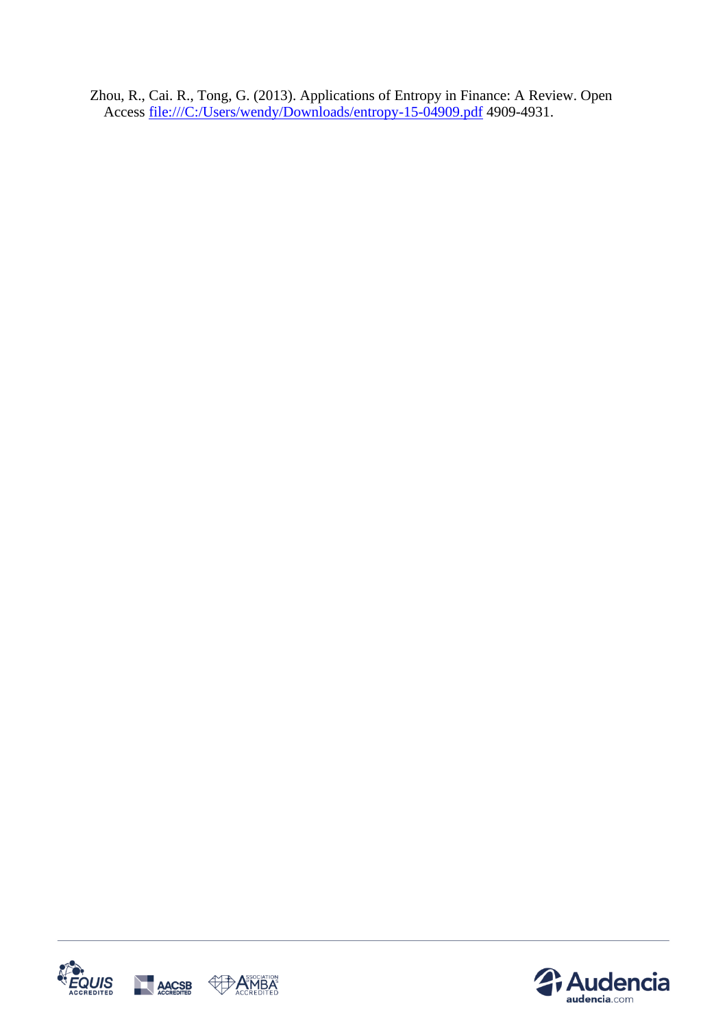Zhou, R., Cai. R., Tong, G. (2013). Applications of Entropy in Finance: A Review. Open Access file:///C:/Users/wendy/Downloads/entropy-15-04909.pdf 4909-4931.